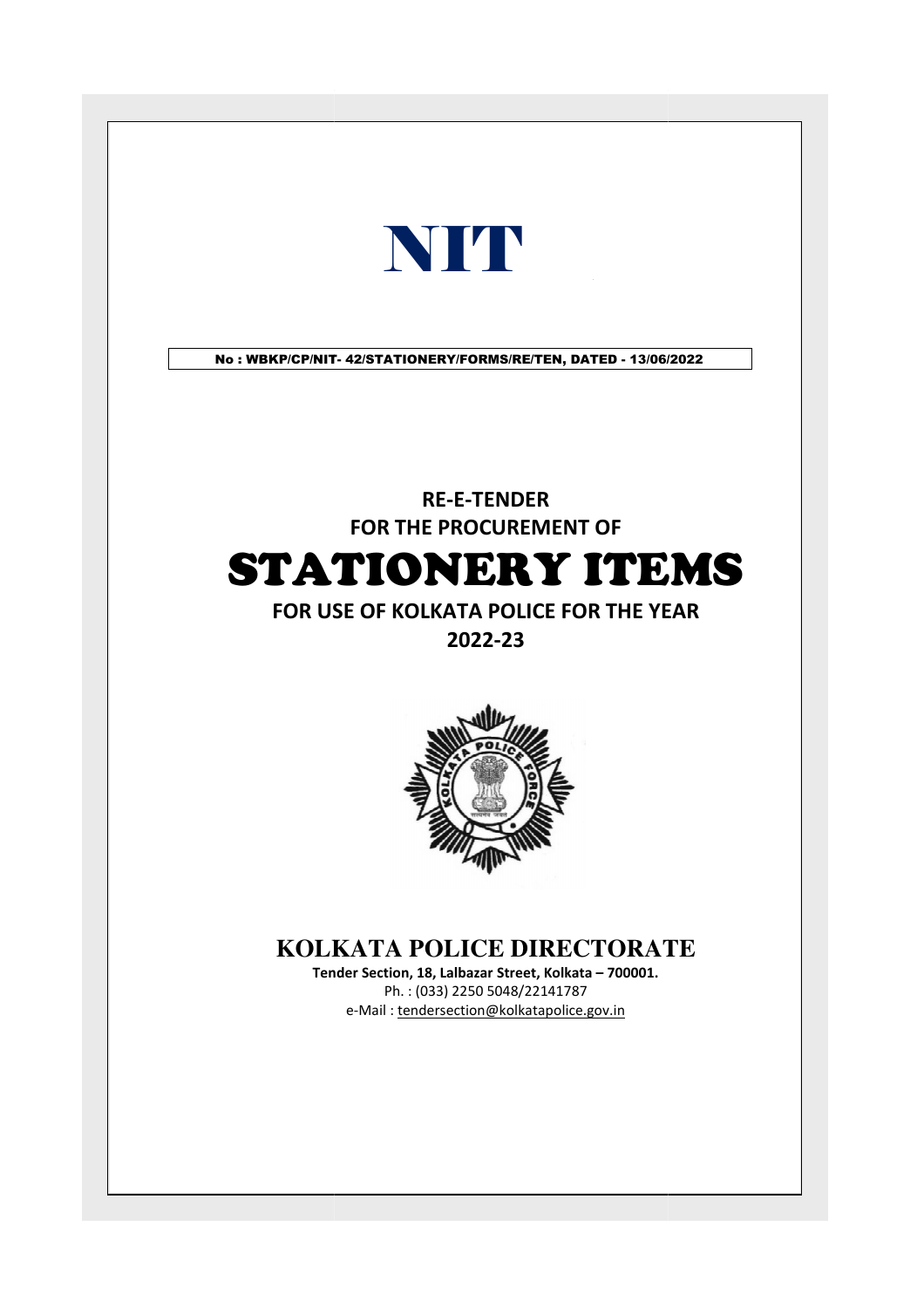# NIT

**No : WBKP/CP/NIT- 42/STATIONERY/FORMS/RE/TEN, DATED - 13/06/2022**

**RE-E-TENDER**

**FOR THE PROCUREMENT OF**

# STATIONERY ITEMS

**FOR USE OF KOLKATA POLICE FOR THE YEAR 2022-23**

## KOLKATA POLICE DIRECTORATE

**Tender Section, 18, Lalbazar Street, Kolkata – 700001.**

Ph. : (033) 2250 5048/22141787

e-Mail : tendersection@kolkatapolice.gov.in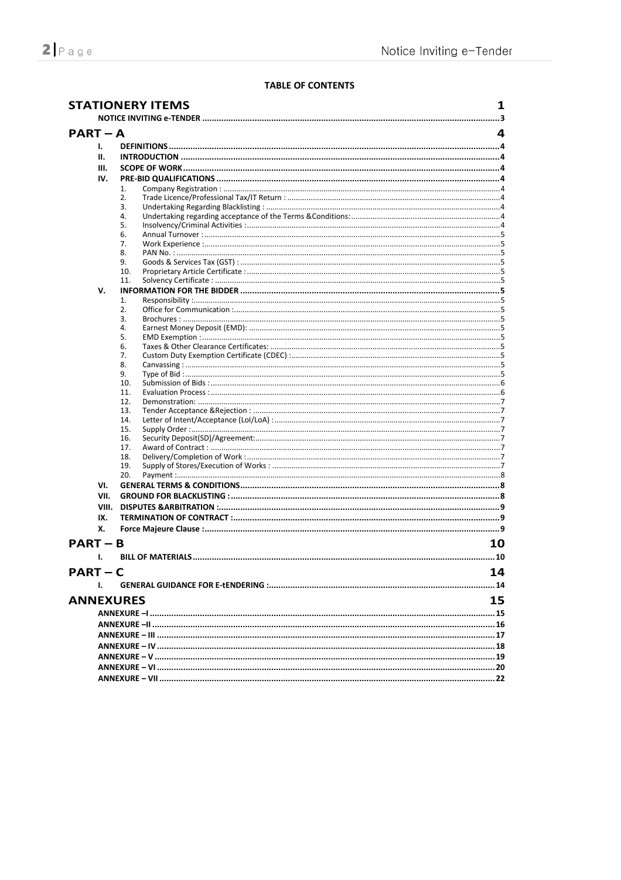**TABLE OF CONTENTS**

| | | |
|---|---|---|
| **STATIONERY ITEMS** | | **1** |
| **NOTICE INVITING e-TENDER** | | **3** |
| **PART – A** | | **4** |
| **I.** | **DEFINITIONS** | **4** |
| **II.** | **INTRODUCTION** | **4** |
| **III.** | **SCOPE OF WORK** | **4** |
| **IV.** | **PRE-BID QUALIFICATIONS** | **4** |
| 1. | Company Registration : | 4 |
| 2. | Trade Licence/Professional Tax/IT Return : | 4 |
| 3. | Undertaking Regarding Blacklisting : | 4 |
| 4. | Undertaking regarding acceptance of the Terms &Conditions: | 4 |
| 5. | Insolvency/Criminal Activities : | 4 |
| 6. | Annual Turnover : | 5 |
| 7. | Work Experience : | 5 |
| 8. | PAN No. : | 5 |
| 9. | Goods & Services Tax (GST) : | 5 |
| 10. | Proprietary Article Certificate : | 5 |
| 11. | Solvency Certificate : | 5 |
| **V.** | **INFORMATION FOR THE BIDDER** | **5** |
| 1. | Responsibility : | 5 |
| 2. | Office for Communication : | 5 |
| 3. | Brochures : | 5 |
| 4. | Earnest Money Deposit (EMD): | 5 |
| 5. | EMD Exemption : | 5 |
| 6. | Taxes & Other Clearance Certificates: | 5 |
| 7. | Custom Duty Exemption Certificate (CDEC) : | 5 |
| 8. | Canvassing : | 5 |
| 9. | Type of Bid : | 5 |
| 10. | Submission of Bids : | 6 |
| 11. | Evaluation Process : | 6 |
| 12. | Demonstration: | 7 |
| 13. | Tender Acceptance &Rejection : | 7 |
| 14. | Letter of Intent/Acceptance (LoI/LoA) : | 7 |
| 15. | Supply Order : | 7 |
| 16. | Security Deposit(SD)/Agreement: | 7 |
| 17. | Award of Contract : | 7 |
| 18. | Delivery/Completion of Work : | 7 |
| 19. | Supply of Stores/Execution of Works : | 7 |
| 20. | Payment : | 8 |
| **VI.** | **GENERAL TERMS & CONDITIONS** | **8** |
| **VII.** | **GROUND FOR BLACKLISTING :** | **8** |
| **VIII.** | **DISPUTES &ARBITRATION :** | **9** |
| **IX.** | **TERMINATION OF CONTRACT :** | **9** |
| **X.** | **Force Majeure Clause :** | **9** |
| **PART – B** | | **10** |
| **I.** | **BILL OF MATERIALS** | **10** |
| **PART – C** | | **14** |
| **I.** | **GENERAL GUIDANCE FOR E-tENDERING :** | **14** |
| **ANNEXURES** | | **15** |
| **ANNEXURE –I** | | **15** |
| **ANNEXURE –II** | | **16** |
| **ANNEXURE – III** | | **17** |
| **ANNEXURE – IV** | | **18** |
| **ANNEXURE – V** | | **19** |
| **ANNEXURE – VI** | | **20** |
| **ANNEXURE – VII** | | **22** |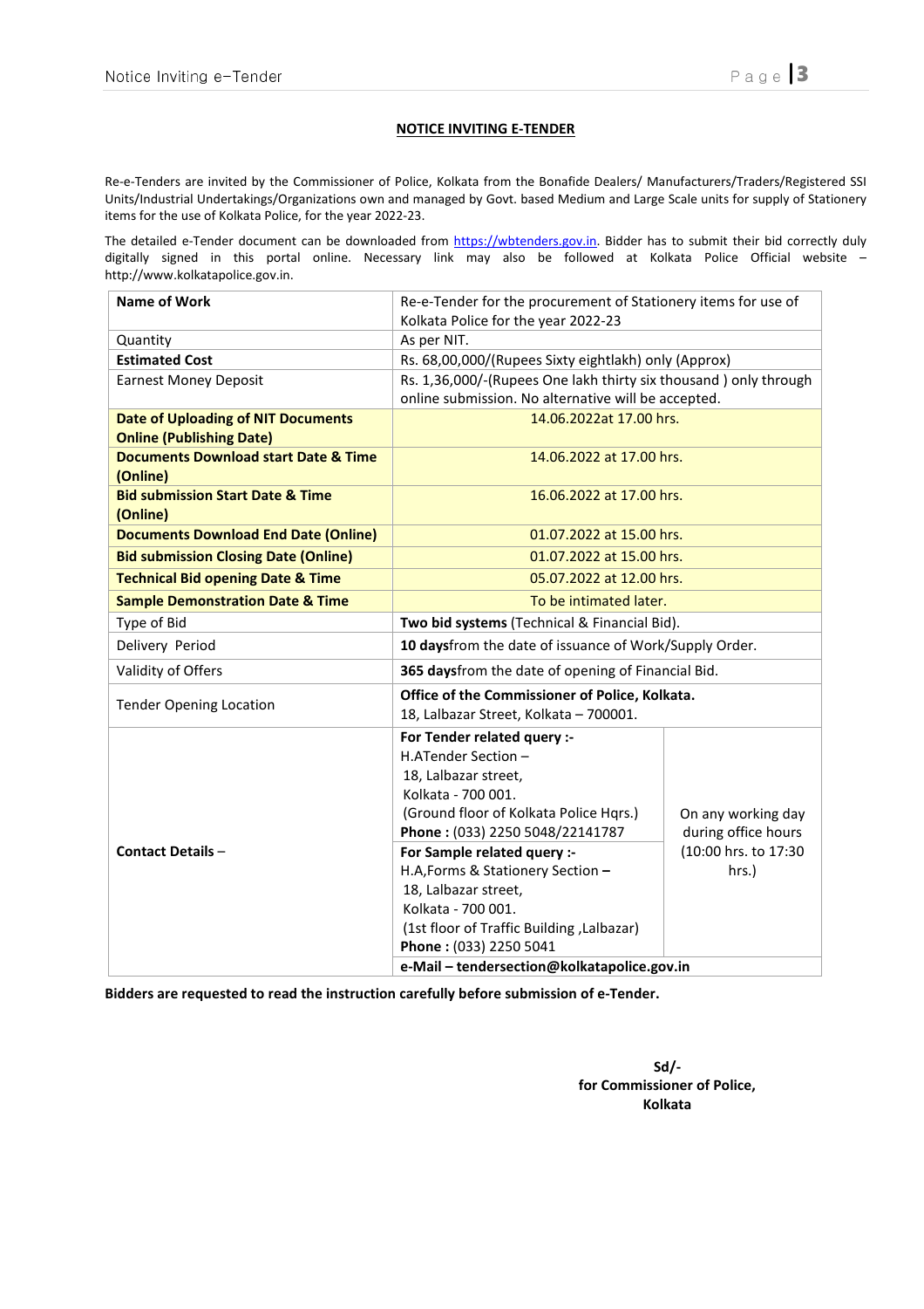## NOTICE INVITING E-TENDER

Re-e-Tenders are invited by the Commissioner of Police, Kolkata from the Bonafide Dealers/ Manufacturers/Traders/Registered SSI Units/Industrial Undertakings/Organizations own and managed by Govt. based Medium and Large Scale units for supply of Stationery items for the use of Kolkata Police, for the year 2022-23.

The detailed e-Tender document can be downloaded from https://wbtenders.gov.in. Bidder has to submit their bid correctly duly digitally signed in this portal online. Necessary link may also be followed at Kolkata Police Official website – http://www.kolkatapolice.gov.in.

| **Name of Work** | Re-e-Tender for the procurement of Stationery items for use of Kolkata Police for the year 2022-23 | |
|---|---|---|
| Quantity | As per NIT. | |
| **Estimated Cost** | Rs. 68,00,000/(Rupees Sixty eightlakh) only (Approx) | |
| Earnest Money Deposit | Rs. 1,36,000/-(Rupees One lakh thirty six thousand ) only through online submission. No alternative will be accepted. | |
| **Date of Uploading of NIT Documents Online (Publishing Date)** | 14.06.2022at 17.00 hrs. | |
| **Documents Download start Date & Time (Online)** | 14.06.2022 at 17.00 hrs. | |
| **Bid submission Start Date & Time (Online)** | 16.06.2022 at 17.00 hrs. | |
| **Documents Download End Date (Online)** | 01.07.2022 at 15.00 hrs. | |
| **Bid submission Closing Date (Online)** | 01.07.2022 at 15.00 hrs. | |
| **Technical Bid opening Date & Time** | 05.07.2022 at 12.00 hrs. | |
| **Sample Demonstration Date & Time** | To be intimated later. | |
| Type of Bid | **Two bid systems** (Technical & Financial Bid). | |
| Delivery Period | **10 days**from the date of issuance of Work/Supply Order. | |
| Validity of Offers | **365 days**from the date of opening of Financial Bid. | |
| Tender Opening Location | **Office of the Commissioner of Police, Kolkata.** 18, Lalbazar Street, Kolkata – 700001. | |
| **Contact Details** – | **For Tender related query :-** H.ATender Section – 18, Lalbazar street, Kolkata - 700 001. (Ground floor of Kolkata Police Hqrs.) **Phone :** (033) 2250 5048/22141787 | On any working day during office hours (10:00 hrs. to 17:30 hrs.) |
| | **For Sample related query :-** H.A,Forms & Stationery Section **–** 18, Lalbazar street, Kolkata - 700 001. (1st floor of Traffic Building ,Lalbazar) **Phone :** (033) 2250 5041 | |
| | **e-Mail – tendersection@kolkatapolice.gov.in** | |

**Bidders are requested to read the instruction carefully before submission of e-Tender.**

**Sd/-**
**for Commissioner of Police,**
**Kolkata**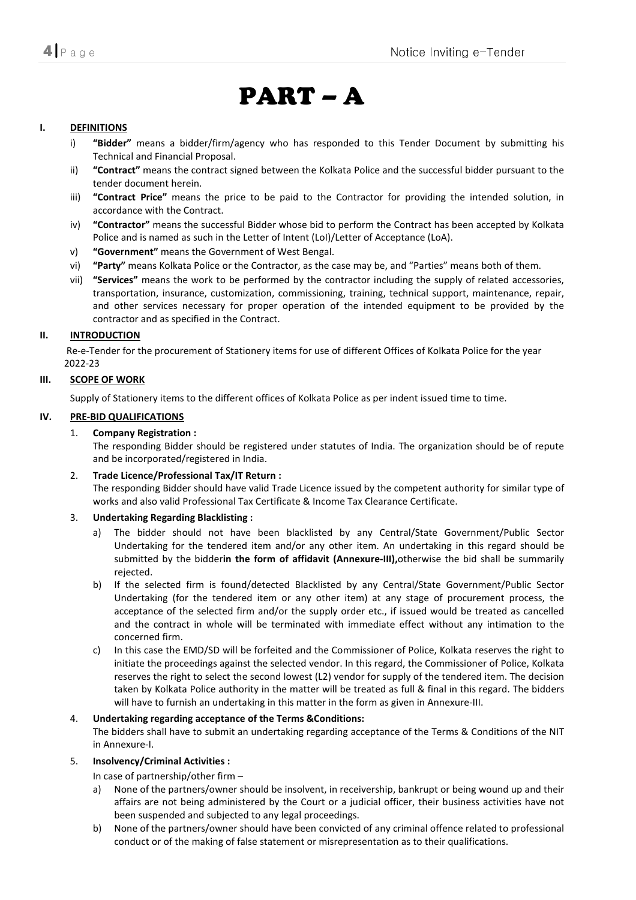# PART – A

## I. DEFINITIONS

i) **"Bidder"** means a bidder/firm/agency who has responded to this Tender Document by submitting his Technical and Financial Proposal.

ii) **"Contract"** means the contract signed between the Kolkata Police and the successful bidder pursuant to the tender document herein.

iii) **"Contract Price"** means the price to be paid to the Contractor for providing the intended solution, in accordance with the Contract.

iv) **"Contractor"** means the successful Bidder whose bid to perform the Contract has been accepted by Kolkata Police and is named as such in the Letter of Intent (LoI)/Letter of Acceptance (LoA).

v) **"Government"** means the Government of West Bengal.

vi) **"Party"** means Kolkata Police or the Contractor, as the case may be, and "Parties" means both of them.

vii) **"Services"** means the work to be performed by the contractor including the supply of related accessories, transportation, insurance, customization, commissioning, training, technical support, maintenance, repair, and other services necessary for proper operation of the intended equipment to be provided by the contractor and as specified in the Contract.

## II. INTRODUCTION

Re-e-Tender for the procurement of Stationery items for use of different Offices of Kolkata Police for the year 2022-23

## III. SCOPE OF WORK

Supply of Stationery items to the different offices of Kolkata Police as per indent issued time to time.

## IV. PRE-BID QUALIFICATIONS

1. **Company Registration :**
   The responding Bidder should be registered under statutes of India. The organization should be of repute and be incorporated/registered in India.

2. **Trade Licence/Professional Tax/IT Return :**
   The responding Bidder should have valid Trade Licence issued by the competent authority for similar type of works and also valid Professional Tax Certificate & Income Tax Clearance Certificate.

3. **Undertaking Regarding Blacklisting :**
   a) The bidder should not have been blacklisted by any Central/State Government/Public Sector Undertaking for the tendered item and/or any other item. An undertaking in this regard should be submitted by the bidder**in the form of affidavit (Annexure-III),**otherwise the bid shall be summarily rejected.
   b) If the selected firm is found/detected Blacklisted by any Central/State Government/Public Sector Undertaking (for the tendered item or any other item) at any stage of procurement process, the acceptance of the selected firm and/or the supply order etc., if issued would be treated as cancelled and the contract in whole will be terminated with immediate effect without any intimation to the concerned firm.
   c) In this case the EMD/SD will be forfeited and the Commissioner of Police, Kolkata reserves the right to initiate the proceedings against the selected vendor. In this regard, the Commissioner of Police, Kolkata reserves the right to select the second lowest (L2) vendor for supply of the tendered item. The decision taken by Kolkata Police authority in the matter will be treated as full & final in this regard. The bidders will have to furnish an undertaking in this matter in the form as given in Annexure-III.

4. **Undertaking regarding acceptance of the Terms &Conditions:**
   The bidders shall have to submit an undertaking regarding acceptance of the Terms & Conditions of the NIT in Annexure-I.

5. **Insolvency/Criminal Activities :**
   In case of partnership/other firm –
   a) None of the partners/owner should be insolvent, in receivership, bankrupt or being wound up and their affairs are not being administered by the Court or a judicial officer, their business activities have not been suspended and subjected to any legal proceedings.
   b) None of the partners/owner should have been convicted of any criminal offence related to professional conduct or of the making of false statement or misrepresentation as to their qualifications.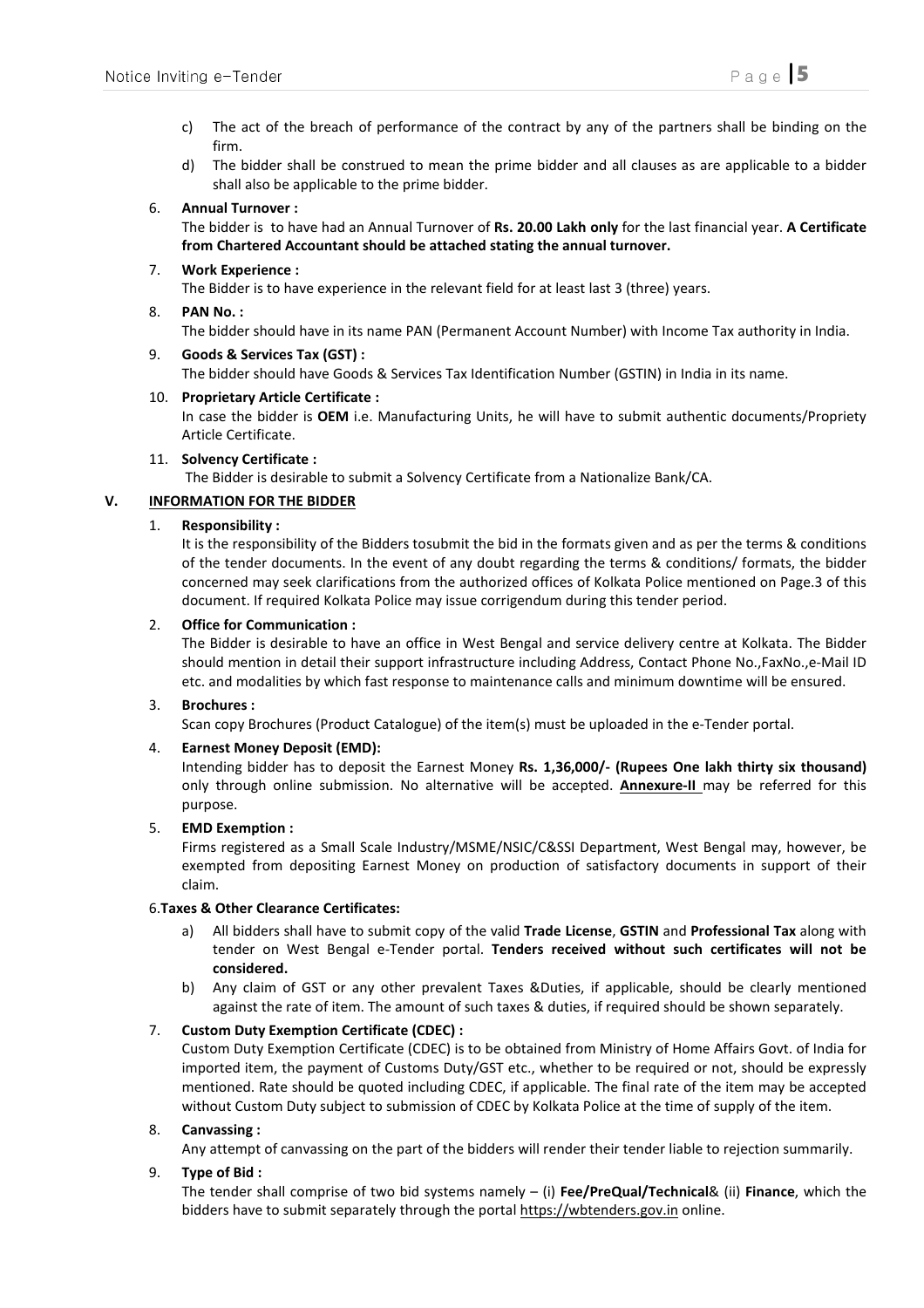c) The act of the breach of performance of the contract by any of the partners shall be binding on the firm.

d) The bidder shall be construed to mean the prime bidder and all clauses as are applicable to a bidder shall also be applicable to the prime bidder.

6. **Annual Turnover :**
   The bidder is to have had an Annual Turnover of **Rs. 20.00 Lakh only** for the last financial year. **A Certificate from Chartered Accountant should be attached stating the annual turnover.**

7. **Work Experience :**
   The Bidder is to have experience in the relevant field for at least last 3 (three) years.

8. **PAN No. :**
   The bidder should have in its name PAN (Permanent Account Number) with Income Tax authority in India.

9. **Goods & Services Tax (GST) :**
   The bidder should have Goods & Services Tax Identification Number (GSTIN) in India in its name.

10. **Proprietary Article Certificate :**
    In case the bidder is **OEM** i.e. Manufacturing Units, he will have to submit authentic documents/Propriety Article Certificate.

11. **Solvency Certificate :**
    The Bidder is desirable to submit a Solvency Certificate from a Nationalize Bank/CA.

## V. <u>INFORMATION FOR THE BIDDER</u>

1. **Responsibility :**
   It is the responsibility of the Bidders tosubmit the bid in the formats given and as per the terms & conditions of the tender documents. In the event of any doubt regarding the terms & conditions/ formats, the bidder concerned may seek clarifications from the authorized offices of Kolkata Police mentioned on Page.3 of this document. If required Kolkata Police may issue corrigendum during this tender period.

2. **Office for Communication :**
   The Bidder is desirable to have an office in West Bengal and service delivery centre at Kolkata. The Bidder should mention in detail their support infrastructure including Address, Contact Phone No.,FaxNo.,e-Mail ID etc. and modalities by which fast response to maintenance calls and minimum downtime will be ensured.

3. **Brochures :**
   Scan copy Brochures (Product Catalogue) of the item(s) must be uploaded in the e-Tender portal.

4. **Earnest Money Deposit (EMD):**
   Intending bidder has to deposit the Earnest Money **Rs. 1,36,000/- (Rupees One lakh thirty six thousand)** only through online submission. No alternative will be accepted. **<u>Annexure-II</u>** may be referred for this purpose.

5. **EMD Exemption :**
   Firms registered as a Small Scale Industry/MSME/NSIC/C&SSI Department, West Bengal may, however, be exempted from depositing Earnest Money on production of satisfactory documents in support of their claim.

6. **Taxes & Other Clearance Certificates:**

   a) All bidders shall have to submit copy of the valid **Trade License**, **GSTIN** and **Professional Tax** along with tender on West Bengal e-Tender portal. **Tenders received without such certificates will not be considered.**

   b) Any claim of GST or any other prevalent Taxes &Duties, if applicable, should be clearly mentioned against the rate of item. The amount of such taxes & duties, if required should be shown separately.

7. **Custom Duty Exemption Certificate (CDEC) :**
   Custom Duty Exemption Certificate (CDEC) is to be obtained from Ministry of Home Affairs Govt. of India for imported item, the payment of Customs Duty/GST etc., whether to be required or not, should be expressly mentioned. Rate should be quoted including CDEC, if applicable. The final rate of the item may be accepted without Custom Duty subject to submission of CDEC by Kolkata Police at the time of supply of the item.

8. **Canvassing :**
   Any attempt of canvassing on the part of the bidders will render their tender liable to rejection summarily.

9. **Type of Bid :**
   The tender shall comprise of two bid systems namely – (i) **Fee/PreQual/Technical**& (ii) **Finance**, which the bidders have to submit separately through the portal <u>https://wbtenders.gov.in</u> online.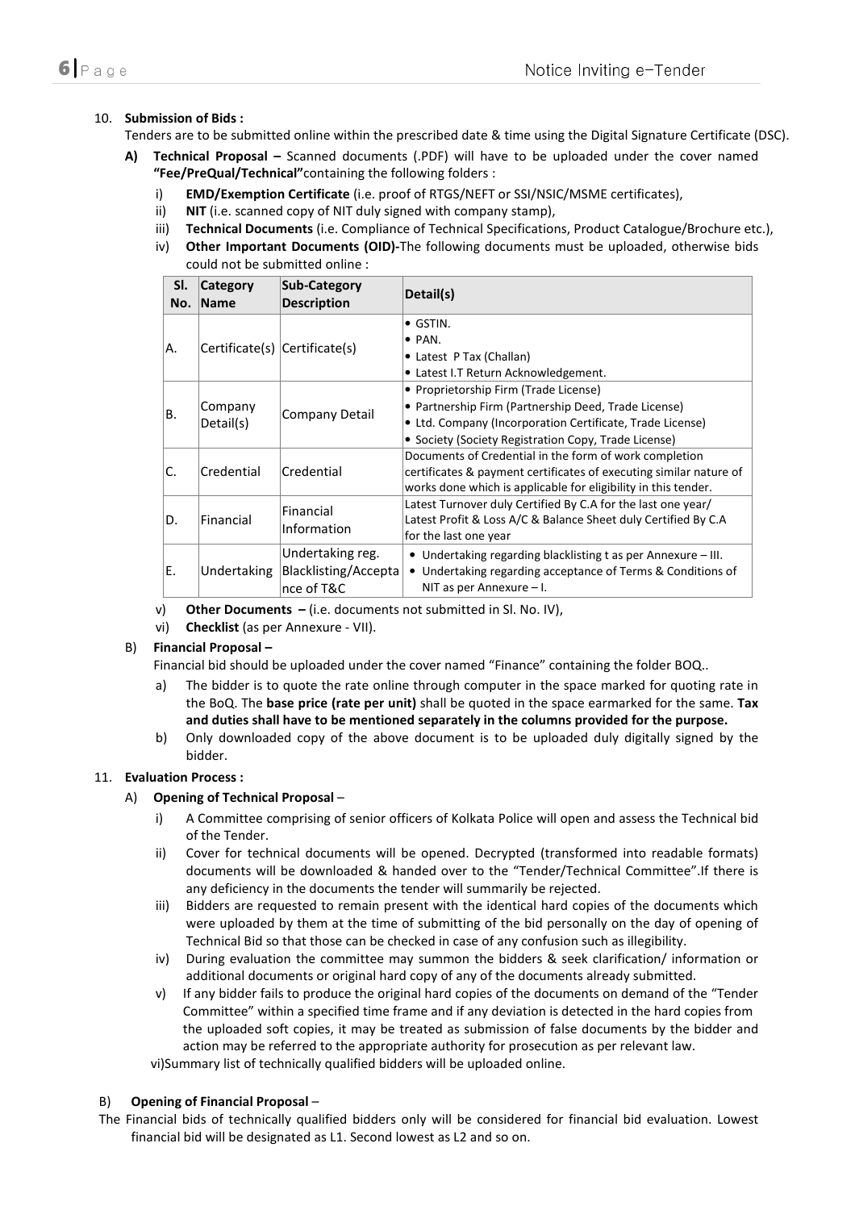10. **Submission of Bids :**

Tenders are to be submitted online within the prescribed date & time using the Digital Signature Certificate (DSC).

**A) Technical Proposal –** Scanned documents (.PDF) will have to be uploaded under the cover named **"Fee/PreQual/Technical"**containing the following folders :

i) **EMD/Exemption Certificate** (i.e. proof of RTGS/NEFT or SSI/NSIC/MSME certificates),

ii) **NIT** (i.e. scanned copy of NIT duly signed with company stamp),

iii) **Technical Documents** (i.e. Compliance of Technical Specifications, Product Catalogue/Brochure etc.),

iv) **Other Important Documents (OID)-**The following documents must be uploaded, otherwise bids could not be submitted online :

| Sl. No. | Category Name | Sub-Category Description | Detail(s) |
|---|---|---|---|
| A. | Certificate(s) | Certificate(s) | • GSTIN.<br>• PAN.<br>• Latest P Tax (Challan)<br>• Latest I.T Return Acknowledgement. |
| B. | Company Detail(s) | Company Detail | • Proprietorship Firm (Trade License)<br>• Partnership Firm (Partnership Deed, Trade License)<br>• Ltd. Company (Incorporation Certificate, Trade License)<br>• Society (Society Registration Copy, Trade License) |
| C. | Credential | Credential | Documents of Credential in the form of work completion certificates & payment certificates of executing similar nature of works done which is applicable for eligibility in this tender. |
| D. | Financial | Financial Information | Latest Turnover duly Certified By C.A for the last one year/ Latest Profit & Loss A/C & Balance Sheet duly Certified By C.A for the last one year |
| E. | Undertaking | Undertaking reg. Blacklisting/Acceptance of T&C | • Undertaking regarding blacklisting t as per Annexure – III.<br>• Undertaking regarding acceptance of Terms & Conditions of NIT as per Annexure – I. |

v) **Other Documents –** (i.e. documents not submitted in Sl. No. IV),

vi) **Checklist** (as per Annexure - VII).

B) **Financial Proposal –**

Financial bid should be uploaded under the cover named "Finance" containing the folder BOQ..

a) The bidder is to quote the rate online through computer in the space marked for quoting rate in the BoQ. The **base price (rate per unit)** shall be quoted in the space earmarked for the same. **Tax and duties shall have to be mentioned separately in the columns provided for the purpose.**

b) Only downloaded copy of the above document is to be uploaded duly digitally signed by the bidder.

11. **Evaluation Process :**

A) **Opening of Technical Proposal** –

i) A Committee comprising of senior officers of Kolkata Police will open and assess the Technical bid of the Tender.

ii) Cover for technical documents will be opened. Decrypted (transformed into readable formats) documents will be downloaded & handed over to the "Tender/Technical Committee".If there is any deficiency in the documents the tender will summarily be rejected.

iii) Bidders are requested to remain present with the identical hard copies of the documents which were uploaded by them at the time of submitting of the bid personally on the day of opening of Technical Bid so that those can be checked in case of any confusion such as illegibility.

iv) During evaluation the committee may summon the bidders & seek clarification/ information or additional documents or original hard copy of any of the documents already submitted.

v) If any bidder fails to produce the original hard copies of the documents on demand of the "Tender Committee" within a specified time frame and if any deviation is detected in the hard copies from the uploaded soft copies, it may be treated as submission of false documents by the bidder and action may be referred to the appropriate authority for prosecution as per relevant law.

vi)Summary list of technically qualified bidders will be uploaded online.

B) **Opening of Financial Proposal** –

The Financial bids of technically qualified bidders only will be considered for financial bid evaluation. Lowest financial bid will be designated as L1. Second lowest as L2 and so on.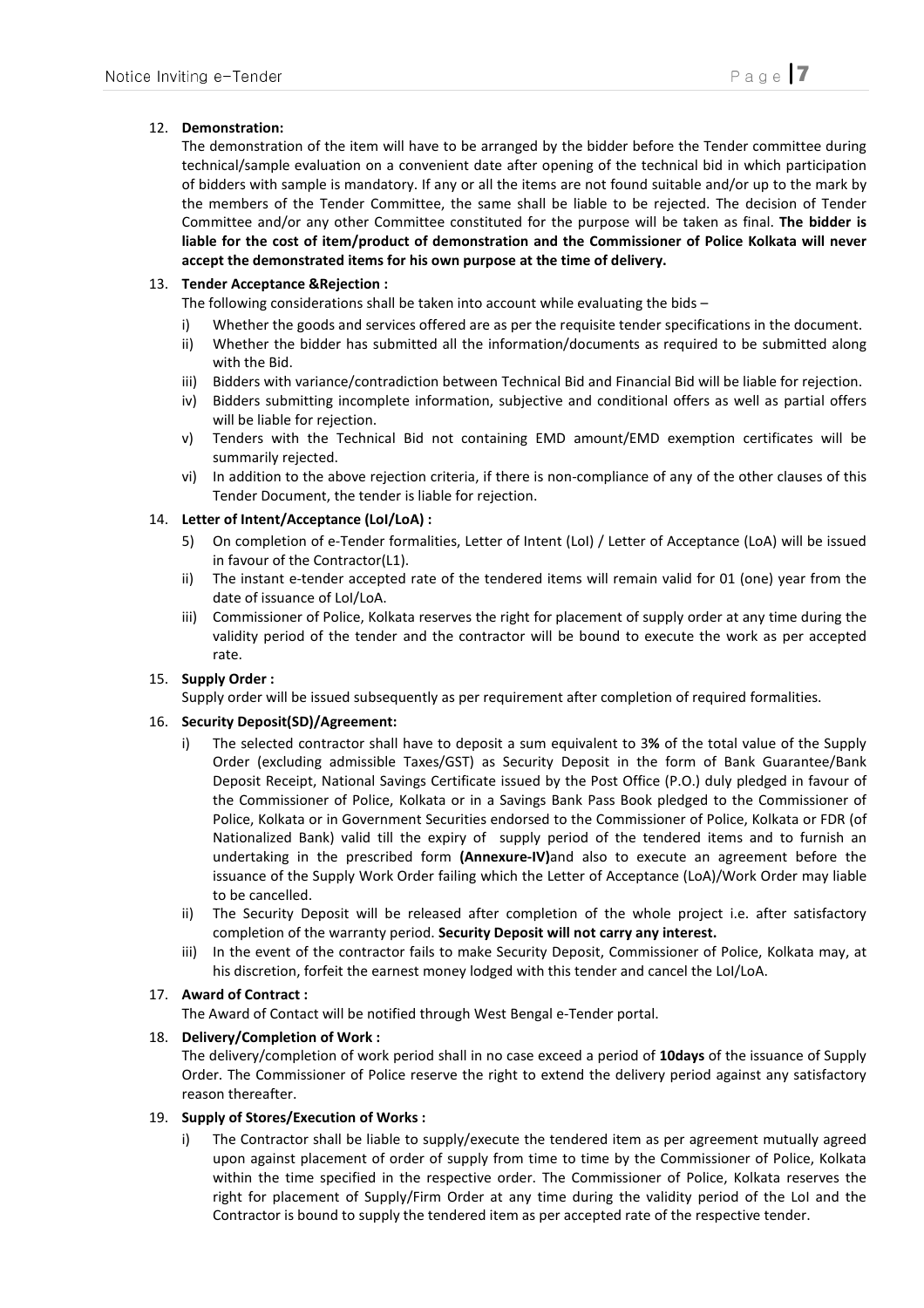12. **Demonstration:**

    The demonstration of the item will have to be arranged by the bidder before the Tender committee during technical/sample evaluation on a convenient date after opening of the technical bid in which participation of bidders with sample is mandatory. If any or all the items are not found suitable and/or up to the mark by the members of the Tender Committee, the same shall be liable to be rejected. The decision of Tender Committee and/or any other Committee constituted for the purpose will be taken as final. **The bidder is liable for the cost of item/product of demonstration and the Commissioner of Police Kolkata will never accept the demonstrated items for his own purpose at the time of delivery.**

13. **Tender Acceptance &Rejection :**

    The following considerations shall be taken into account while evaluating the bids –

    i) Whether the goods and services offered are as per the requisite tender specifications in the document.
    ii) Whether the bidder has submitted all the information/documents as required to be submitted along with the Bid.
    iii) Bidders with variance/contradiction between Technical Bid and Financial Bid will be liable for rejection.
    iv) Bidders submitting incomplete information, subjective and conditional offers as well as partial offers will be liable for rejection.
    v) Tenders with the Technical Bid not containing EMD amount/EMD exemption certificates will be summarily rejected.
    vi) In addition to the above rejection criteria, if there is non-compliance of any of the other clauses of this Tender Document, the tender is liable for rejection.

14. **Letter of Intent/Acceptance (LoI/LoA) :**

    5) On completion of e-Tender formalities, Letter of Intent (LoI) / Letter of Acceptance (LoA) will be issued in favour of the Contractor(L1).
    ii) The instant e-tender accepted rate of the tendered items will remain valid for 01 (one) year from the date of issuance of LoI/LoA.
    iii) Commissioner of Police, Kolkata reserves the right for placement of supply order at any time during the validity period of the tender and the contractor will be bound to execute the work as per accepted rate.

15. **Supply Order :**

    Supply order will be issued subsequently as per requirement after completion of required formalities.

16. **Security Deposit(SD)/Agreement:**

    i) The selected contractor shall have to deposit a sum equivalent to 3**%** of the total value of the Supply Order (excluding admissible Taxes/GST) as Security Deposit in the form of Bank Guarantee/Bank Deposit Receipt, National Savings Certificate issued by the Post Office (P.O.) duly pledged in favour of the Commissioner of Police, Kolkata or in a Savings Bank Pass Book pledged to the Commissioner of Police, Kolkata or in Government Securities endorsed to the Commissioner of Police, Kolkata or FDR (of Nationalized Bank) valid till the expiry of supply period of the tendered items and to furnish an undertaking in the prescribed form **(Annexure-IV)**and also to execute an agreement before the issuance of the Supply Work Order failing which the Letter of Acceptance (LoA)/Work Order may liable to be cancelled.
    ii) The Security Deposit will be released after completion of the whole project i.e. after satisfactory completion of the warranty period. **Security Deposit will not carry any interest.**
    iii) In the event of the contractor fails to make Security Deposit, Commissioner of Police, Kolkata may, at his discretion, forfeit the earnest money lodged with this tender and cancel the LoI/LoA.

17. **Award of Contract :**

    The Award of Contact will be notified through West Bengal e-Tender portal.

18. **Delivery/Completion of Work :**

    The delivery/completion of work period shall in no case exceed a period of **10days** of the issuance of Supply Order. The Commissioner of Police reserve the right to extend the delivery period against any satisfactory reason thereafter.

19. **Supply of Stores/Execution of Works :**

    i) The Contractor shall be liable to supply/execute the tendered item as per agreement mutually agreed upon against placement of order of supply from time to time by the Commissioner of Police, Kolkata within the time specified in the respective order. The Commissioner of Police, Kolkata reserves the right for placement of Supply/Firm Order at any time during the validity period of the LoI and the Contractor is bound to supply the tendered item as per accepted rate of the respective tender.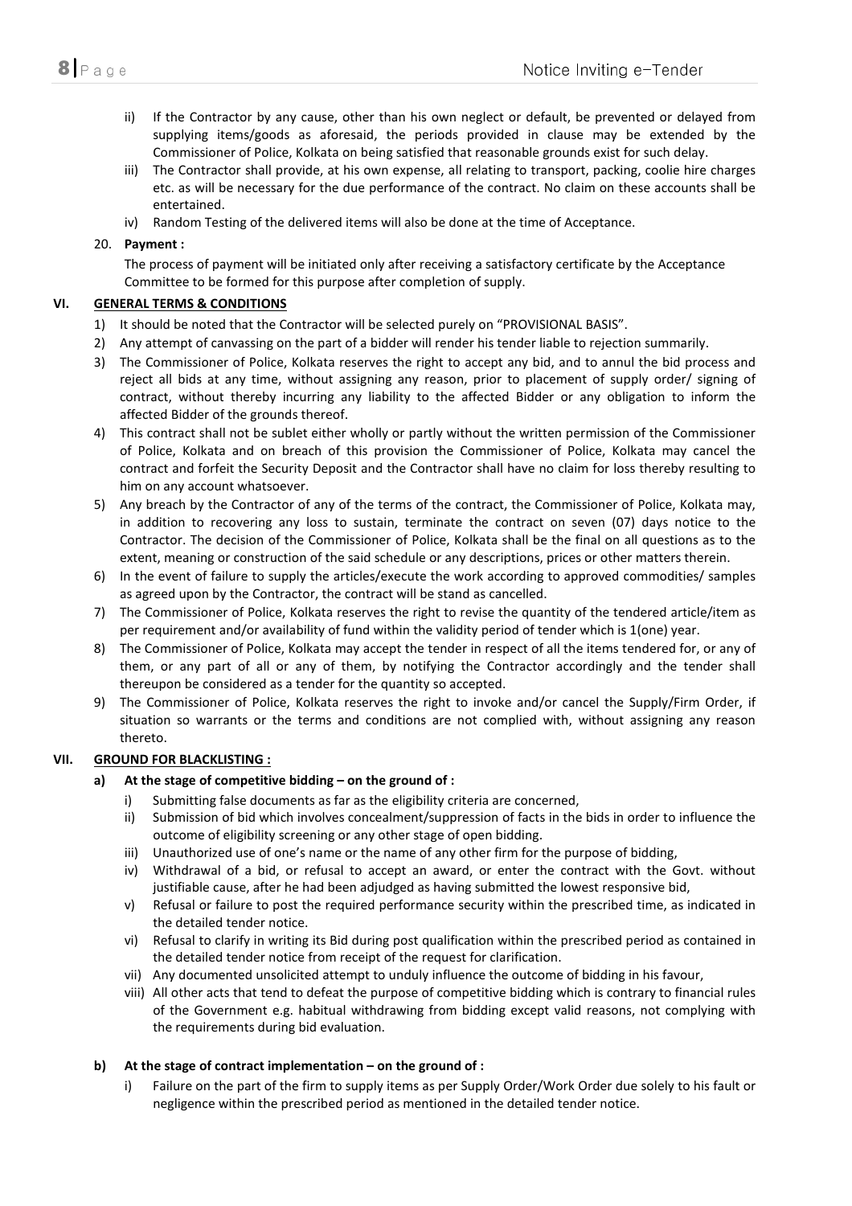ii) If the Contractor by any cause, other than his own neglect or default, be prevented or delayed from supplying items/goods as aforesaid, the periods provided in clause may be extended by the Commissioner of Police, Kolkata on being satisfied that reasonable grounds exist for such delay.

iii) The Contractor shall provide, at his own expense, all relating to transport, packing, coolie hire charges etc. as will be necessary for the due performance of the contract. No claim on these accounts shall be entertained.

iv) Random Testing of the delivered items will also be done at the time of Acceptance.

20. **Payment :**

The process of payment will be initiated only after receiving a satisfactory certificate by the Acceptance Committee to be formed for this purpose after completion of supply.

## VI. GENERAL TERMS & CONDITIONS

1) It should be noted that the Contractor will be selected purely on "PROVISIONAL BASIS".
2) Any attempt of canvassing on the part of a bidder will render his tender liable to rejection summarily.
3) The Commissioner of Police, Kolkata reserves the right to accept any bid, and to annul the bid process and reject all bids at any time, without assigning any reason, prior to placement of supply order/ signing of contract, without thereby incurring any liability to the affected Bidder or any obligation to inform the affected Bidder of the grounds thereof.
4) This contract shall not be sublet either wholly or partly without the written permission of the Commissioner of Police, Kolkata and on breach of this provision the Commissioner of Police, Kolkata may cancel the contract and forfeit the Security Deposit and the Contractor shall have no claim for loss thereby resulting to him on any account whatsoever.
5) Any breach by the Contractor of any of the terms of the contract, the Commissioner of Police, Kolkata may, in addition to recovering any loss to sustain, terminate the contract on seven (07) days notice to the Contractor. The decision of the Commissioner of Police, Kolkata shall be the final on all questions as to the extent, meaning or construction of the said schedule or any descriptions, prices or other matters therein.
6) In the event of failure to supply the articles/execute the work according to approved commodities/ samples as agreed upon by the Contractor, the contract will be stand as cancelled.
7) The Commissioner of Police, Kolkata reserves the right to revise the quantity of the tendered article/item as per requirement and/or availability of fund within the validity period of tender which is 1(one) year.
8) The Commissioner of Police, Kolkata may accept the tender in respect of all the items tendered for, or any of them, or any part of all or any of them, by notifying the Contractor accordingly and the tender shall thereupon be considered as a tender for the quantity so accepted.
9) The Commissioner of Police, Kolkata reserves the right to invoke and/or cancel the Supply/Firm Order, if situation so warrants or the terms and conditions are not complied with, without assigning any reason thereto.

## VII. GROUND FOR BLACKLISTING :

### a) At the stage of competitive bidding – on the ground of :

i) Submitting false documents as far as the eligibility criteria are concerned,

ii) Submission of bid which involves concealment/suppression of facts in the bids in order to influence the outcome of eligibility screening or any other stage of open bidding.

iii) Unauthorized use of one's name or the name of any other firm for the purpose of bidding,

iv) Withdrawal of a bid, or refusal to accept an award, or enter the contract with the Govt. without justifiable cause, after he had been adjudged as having submitted the lowest responsive bid,

v) Refusal or failure to post the required performance security within the prescribed time, as indicated in the detailed tender notice.

vi) Refusal to clarify in writing its Bid during post qualification within the prescribed period as contained in the detailed tender notice from receipt of the request for clarification.

vii) Any documented unsolicited attempt to unduly influence the outcome of bidding in his favour,

viii) All other acts that tend to defeat the purpose of competitive bidding which is contrary to financial rules of the Government e.g. habitual withdrawing from bidding except valid reasons, not complying with the requirements during bid evaluation.

### b) At the stage of contract implementation – on the ground of :

i) Failure on the part of the firm to supply items as per Supply Order/Work Order due solely to his fault or negligence within the prescribed period as mentioned in the detailed tender notice.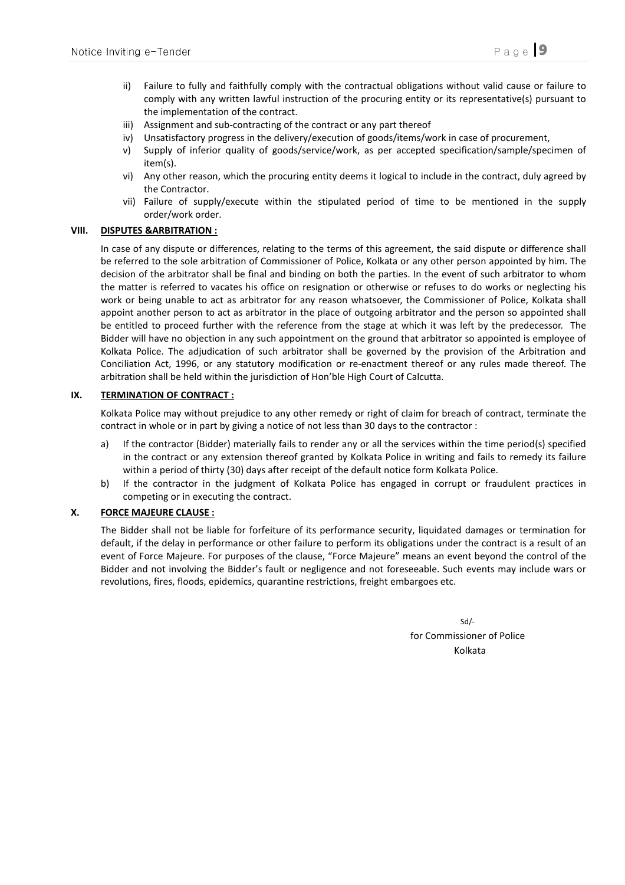ii) Failure to fully and faithfully comply with the contractual obligations without valid cause or failure to comply with any written lawful instruction of the procuring entity or its representative(s) pursuant to the implementation of the contract.

iii) Assignment and sub-contracting of the contract or any part thereof

iv) Unsatisfactory progress in the delivery/execution of goods/items/work in case of procurement,

v) Supply of inferior quality of goods/service/work, as per accepted specification/sample/specimen of item(s).

vi) Any other reason, which the procuring entity deems it logical to include in the contract, duly agreed by the Contractor.

vii) Failure of supply/execute within the stipulated period of time to be mentioned in the supply order/work order.

### VIII. DISPUTES &ARBITRATION :

In case of any dispute or differences, relating to the terms of this agreement, the said dispute or difference shall be referred to the sole arbitration of Commissioner of Police, Kolkata or any other person appointed by him. The decision of the arbitrator shall be final and binding on both the parties. In the event of such arbitrator to whom the matter is referred to vacates his office on resignation or otherwise or refuses to do works or neglecting his work or being unable to act as arbitrator for any reason whatsoever, the Commissioner of Police, Kolkata shall appoint another person to act as arbitrator in the place of outgoing arbitrator and the person so appointed shall be entitled to proceed further with the reference from the stage at which it was left by the predecessor. The Bidder will have no objection in any such appointment on the ground that arbitrator so appointed is employee of Kolkata Police. The adjudication of such arbitrator shall be governed by the provision of the Arbitration and Conciliation Act, 1996, or any statutory modification or re-enactment thereof or any rules made thereof. The arbitration shall be held within the jurisdiction of Hon'ble High Court of Calcutta.

### IX. TERMINATION OF CONTRACT :

Kolkata Police may without prejudice to any other remedy or right of claim for breach of contract, terminate the contract in whole or in part by giving a notice of not less than 30 days to the contractor :

a) If the contractor (Bidder) materially fails to render any or all the services within the time period(s) specified in the contract or any extension thereof granted by Kolkata Police in writing and fails to remedy its failure within a period of thirty (30) days after receipt of the default notice form Kolkata Police.

b) If the contractor in the judgment of Kolkata Police has engaged in corrupt or fraudulent practices in competing or in executing the contract.

### X. FORCE MAJEURE CLAUSE :

The Bidder shall not be liable for forfeiture of its performance security, liquidated damages or termination for default, if the delay in performance or other failure to perform its obligations under the contract is a result of an event of Force Majeure. For purposes of the clause, "Force Majeure" means an event beyond the control of the Bidder and not involving the Bidder's fault or negligence and not foreseeable. Such events may include wars or revolutions, fires, floods, epidemics, quarantine restrictions, freight embargoes etc.

Sd/-
for Commissioner of Police
Kolkata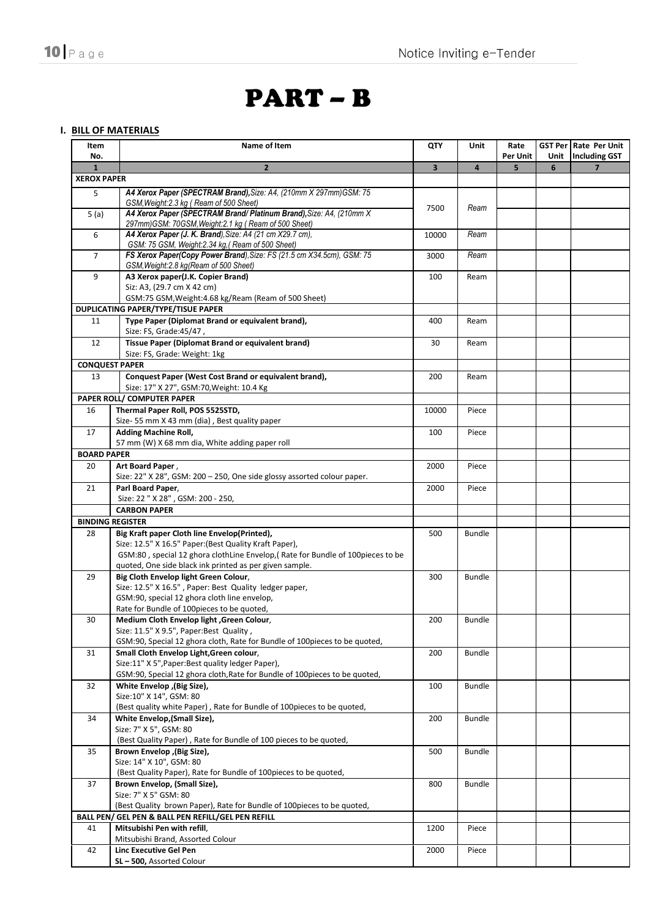# PART – B

## I. BILL OF MATERIALS

| Item No. | Name of Item | QTY | Unit | Rate Per Unit | GST Per Unit | Rate Per Unit Including GST |
|---|---|---|---|---|---|---|
| 1 | 2 | 3 | 4 | 5 | 6 | 7 |
| **XEROX PAPER** | | | | | | |
| 5 | ***A4 Xerox Paper (SPECTRAM Brand),*** *Size: A4, (210mm X 297mm)GSM: 75 GSM,Weight:2.3 kg ( Ream of 500 Sheet)* | 7500 | *Ream* | | | |
| 5 (a) | ***A4 Xerox Paper (SPECTRAM Brand/ Platinum Brand),*** *Size: A4, (210mm X 297mm)GSM: 70GSM,Weight:2.1 kg ( Ream of 500 Sheet)* | | | | | |
| 6 | ***A4 Xerox Paper (J. K. Brand)****,Size: A4 (21 cm X29.7 cm), GSM: 75 GSM, Weight:2.34 kg,( Ream of 500 Sheet)* | 10000 | *Ream* | | | |
| 7 | ***FS Xerox Paper(Copy Power Brand)****,Size: FS (21.5 cm X34.5cm), GSM: 75 GSM,Weight:2.8 kg(Ream of 500 Sheet)* | 3000 | *Ream* | | | |
| 9 | **A3 Xerox paper(J.K. Copier Brand)** Siz: A3, (29.7 cm X 42 cm) GSM:75 GSM,Weight:4.68 kg/Ream (Ream of 500 Sheet) | 100 | Ream | | | |
| **DUPLICATING PAPER/TYPE/TISUE PAPER** | | | | | | |
| 11 | **Type Paper (Diplomat Brand or equivalent brand),** Size: FS, Grade:45/47 , | 400 | Ream | | | |
| 12 | **Tissue Paper (Diplomat Brand or equivalent brand)** Size: FS, Grade: Weight: 1kg | 30 | Ream | | | |
| **CONQUEST PAPER** | | | | | | |
| 13 | **Conquest Paper (West Cost Brand or equivalent brand),** Size: 17" X 27", GSM:70,Weight: 10.4 Kg | 200 | Ream | | | |
| **PAPER ROLL/ COMPUTER PAPER** | | | | | | |
| 16 | **Thermal Paper Roll, POS 5525STD,** Size- 55 mm X 43 mm (dia) , Best quality paper | 10000 | Piece | | | |
| 17 | **Adding Machine Roll,** 57 mm (W) X 68 mm dia, White adding paper roll | 100 | Piece | | | |
| **BOARD PAPER** | | | | | | |
| 20 | **Art Board Paper** , Size: 22" X 28", GSM: 200 – 250, One side glossy assorted colour paper. | 2000 | Piece | | | |
| 21 | **Parl Board Paper**, Size: 22 " X 28" , GSM: 200 - 250, | 2000 | Piece | | | |
| | **CARBON PAPER** | | | | | |
| **BINDING REGISTER** | | | | | | |
| 28 | **Big Kraft paper Cloth line Envelop(Printed),** Size: 12.5" X 16.5" Paper:(Best Quality Kraft Paper), GSM:80 , special 12 ghora clothLine Envelop,( Rate for Bundle of 100pieces to be quoted, One side black ink printed as per given sample. | 500 | Bundle | | | |
| 29 | **Big Cloth Envelop light Green Colour**, Size: 12.5" X 16.5" , Paper: Best Quality ledger paper, GSM:90, special 12 ghora cloth line envelop, Rate for Bundle of 100pieces to be quoted, | 300 | Bundle | | | |
| 30 | **Medium Cloth Envelop light ,Green Colour**, Size: 11.5" X 9.5", Paper:Best Quality , GSM:90, Special 12 ghora cloth, Rate for Bundle of 100pieces to be quoted, | 200 | Bundle | | | |
| 31 | **Small Cloth Envelop Light,Green colour**, Size:11" X 5",Paper:Best quality ledger Paper), GSM:90, Special 12 ghora cloth,Rate for Bundle of 100pieces to be quoted, | 200 | Bundle | | | |
| 32 | **White Envelop ,(Big Size),** Size:10" X 14", GSM: 80 (Best quality white Paper) , Rate for Bundle of 100pieces to be quoted, | 100 | Bundle | | | |
| 34 | **White Envelop,(Small Size),** Size: 7" X 5", GSM: 80 (Best Quality Paper) , Rate for Bundle of 100 pieces to be quoted, | 200 | Bundle | | | |
| 35 | **Brown Envelop ,(Big Size),** Size: 14" X 10", GSM: 80 (Best Quality Paper), Rate for Bundle of 100pieces to be quoted, | 500 | Bundle | | | |
| 37 | **Brown Envelop, (Small Size),** Size: 7" X 5" GSM: 80 (Best Quality brown Paper), Rate for Bundle of 100pieces to be quoted, | 800 | Bundle | | | |
| **BALL PEN/ GEL PEN & BALL PEN REFILL/GEL PEN REFILL** | | | | | | |
| 41 | **Mitsubishi Pen with refill**, Mitsubishi Brand, Assorted Colour | 1200 | Piece | | | |
| 42 | **Linc Executive Gel Pen** **SL – 500,** Assorted Colour | 2000 | Piece | | | |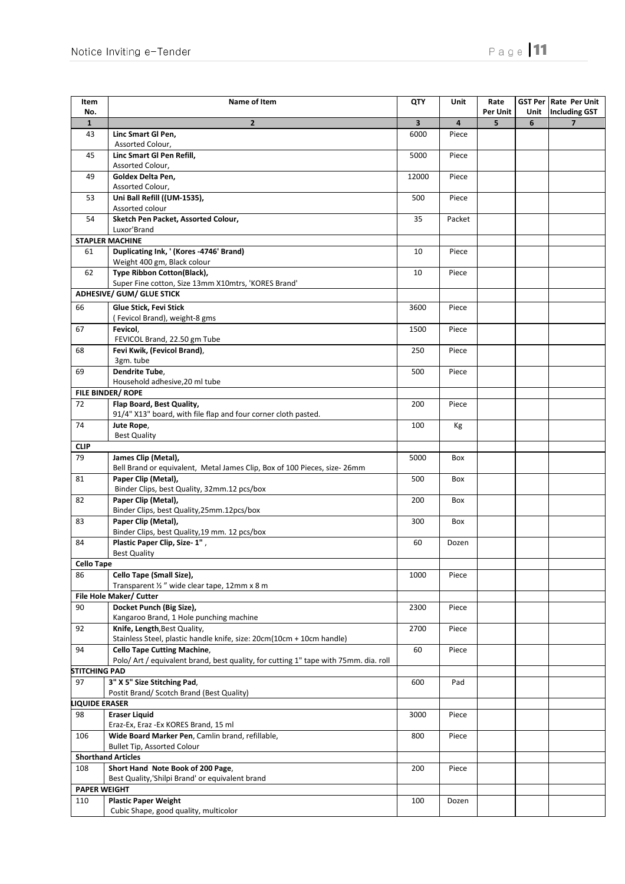| Item No. | Name of Item | QTY | Unit | Rate Per Unit | GST Per Unit | Rate Per Unit Including GST |
|---|---|---|---|---|---|---|
| 1 | 2 | 3 | 4 | 5 | 6 | 7 |
| 43 | **Linc Smart Gl Pen,** Assorted Colour, | 6000 | Piece | | | |
| 45 | **Linc Smart Gl Pen Refill,** Assorted Colour, | 5000 | Piece | | | |
| 49 | **Goldex Delta Pen,** Assorted Colour, | 12000 | Piece | | | |
| 53 | **Uni Ball Refill ((UM-1535),** Assorted colour | 500 | Piece | | | |
| 54 | **Sketch Pen Packet, Assorted Colour,** Luxor'Brand | 35 | Packet | | | |
| **STAPLER MACHINE** | | | | | | |
| 61 | **Duplicating Ink, ' (Kores -4746' Brand)** Weight 400 gm, Black colour | 10 | Piece | | | |
| 62 | **Type Ribbon Cotton(Black),** Super Fine cotton, Size 13mm X10mtrs, 'KORES Brand' | 10 | Piece | | | |
| **ADHESIVE/ GUM/ GLUE STICK** | | | | | | |
| 66 | **Glue Stick, Fevi Stick** ( Fevicol Brand), weight-8 gms | 3600 | Piece | | | |
| 67 | **Fevicol**, FEVICOL Brand, 22.50 gm Tube | 1500 | Piece | | | |
| 68 | **Fevi Kwik, (Fevicol Brand)**, 3gm. tube | 250 | Piece | | | |
| 69 | **Dendrite Tube**, Household adhesive,20 ml tube | 500 | Piece | | | |
| **FILE BINDER/ ROPE** | | | | | | |
| 72 | **Flap Board, Best Quality,** 91/4" X13" board, with file flap and four corner cloth pasted. | 200 | Piece | | | |
| 74 | **Jute Rope**, Best Quality | 100 | Kg | | | |
| **CLIP** | | | | | | |
| 79 | **James Clip (Metal),** Bell Brand or equivalent, Metal James Clip, Box of 100 Pieces, size- 26mm | 5000 | Box | | | |
| 81 | **Paper Clip (Metal),** Binder Clips, best Quality, 32mm.12 pcs/box | 500 | Box | | | |
| 82 | **Paper Clip (Metal),** Binder Clips, best Quality,25mm.12pcs/box | 200 | Box | | | |
| 83 | **Paper Clip (Metal),** Binder Clips, best Quality,19 mm. 12 pcs/box | 300 | Box | | | |
| 84 | **Plastic Paper Clip, Size- 1"** , Best Quality | 60 | Dozen | | | |
| **Cello Tape** | | | | | | |
| 86 | **Cello Tape (Small Size),** Transparent ½ " wide clear tape, 12mm x 8 m | 1000 | Piece | | | |
| **File Hole Maker/ Cutter** | | | | | | |
| 90 | **Docket Punch (Big Size),** Kangaroo Brand, 1 Hole punching machine | 2300 | Piece | | | |
| 92 | **Knife, Length**,Best Quality, Stainless Steel, plastic handle knife, size: 20cm(10cm + 10cm handle) | 2700 | Piece | | | |
| 94 | **Cello Tape Cutting Machine**, Polo/ Art / equivalent brand, best quality, for cutting 1" tape with 75mm. dia. roll | 60 | Piece | | | |
| **STITCHING PAD** | | | | | | |
| 97 | **3" X 5" Size Stitching Pad**, Postit Brand/ Scotch Brand (Best Quality) | 600 | Pad | | | |
| **LIQUIDE ERASER** | | | | | | |
| 98 | **Eraser Liquid** Eraz-Ex, Eraz -Ex KORES Brand, 15 ml | 3000 | Piece | | | |
| 106 | **Wide Board Marker Pen**, Camlin brand, refillable, Bullet Tip, Assorted Colour | 800 | Piece | | | |
| **Shorthand Articles** | | | | | | |
| 108 | **Short Hand Note Book of 200 Page**, Best Quality,'Shilpi Brand' or equivalent brand | 200 | Piece | | | |
| **PAPER WEIGHT** | | | | | | |
| 110 | **Plastic Paper Weight** Cubic Shape, good quality, multicolor | 100 | Dozen | | | |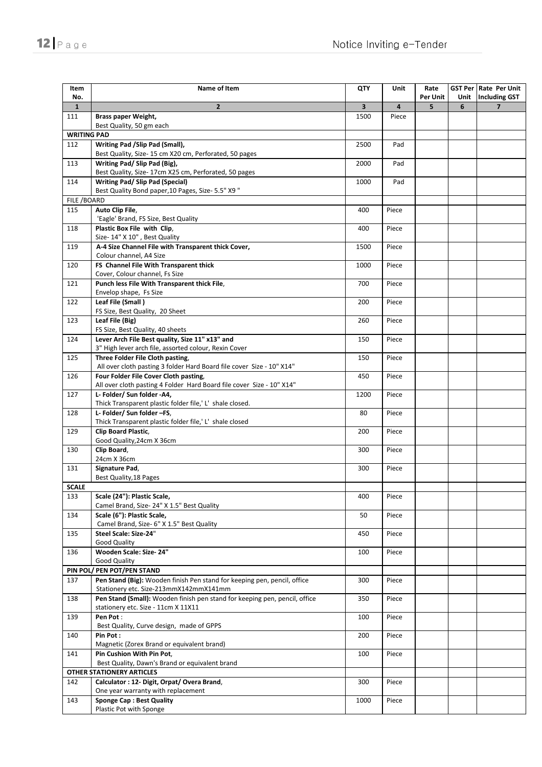| Item No. | Name of Item | QTY | Unit | Rate Per Unit | GST Per Unit | Rate Per Unit Including GST |
|---|---|---|---|---|---|---|
| 1 | 2 | 3 | 4 | 5 | 6 | 7 |
| 111 | **Brass paper Weight,** Best Quality, 50 gm each | 1500 | Piece | | | |
| **WRITING PAD** | | | | | | |
| 112 | **Writing Pad /Slip Pad (Small),** Best Quality, Size- 15 cm X20 cm, Perforated, 50 pages | 2500 | Pad | | | |
| 113 | **Writing Pad/ Slip Pad (Big),** Best Quality, Size- 17cm X25 cm, Perforated, 50 pages | 2000 | Pad | | | |
| 114 | **Writing Pad/ Slip Pad (Special)** Best Quality Bond paper,10 Pages, Size- 5.5" X9 " | 1000 | Pad | | | |
| FILE /BOARD | | | | | | |
| 115 | **Auto Clip File**, 'Eagle' Brand, FS Size, Best Quality | 400 | Piece | | | |
| 118 | **Plastic Box File with Clip**, Size- 14" X 10" , Best Quality | 400 | Piece | | | |
| 119 | **A-4 Size Channel File with Transparent thick Cover,** Colour channel, A4 Size | 1500 | Piece | | | |
| 120 | **FS Channel File With Transparent thick** Cover, Colour channel, Fs Size | 1000 | Piece | | | |
| 121 | **Punch less File With Transparent thick File**, Envelop shape, Fs Size | 700 | Piece | | | |
| 122 | **Leaf File (Small )** FS Size, Best Quality, 20 Sheet | 200 | Piece | | | |
| 123 | **Leaf File (Big)** FS Size, Best Quality, 40 sheets | 260 | Piece | | | |
| 124 | **Lever Arch File Best quality, Size 11" x13" and** 3" High lever arch file, assorted colour, Rexin Cover | 150 | Piece | | | |
| 125 | **Three Folder File Cloth pasting**, All over cloth pasting 3 folder Hard Board file cover Size - 10" X14" | 150 | Piece | | | |
| 126 | **Four Folder File Cover Cloth pasting**, All over cloth pasting 4 Folder Hard Board file cover Size - 10" X14" | 450 | Piece | | | |
| 127 | **L- Folder/ Sun folder -A4,** Thick Transparent plastic folder file,' L' shale closed. | 1200 | Piece | | | |
| 128 | **L- Folder/ Sun folder –FS**, Thick Transparent plastic folder file,' L' shale closed | 80 | Piece | | | |
| 129 | **Clip Board Plastic**, Good Quality,24cm X 36cm | 200 | Piece | | | |
| 130 | **Clip Board**, 24cm X 36cm | 300 | Piece | | | |
| 131 | **Signature Pad**, Best Quality,18 Pages | 300 | Piece | | | |
| **SCALE** | | | | | | |
| 133 | **Scale (24"): Plastic Scale,** Camel Brand, Size- 24" X 1.5" Best Quality | 400 | Piece | | | |
| 134 | **Scale (6"): Plastic Scale,** Camel Brand, Size- 6" X 1.5" Best Quality | 50 | Piece | | | |
| 135 | **Steel Scale: Size-24**" Good Quality | 450 | Piece | | | |
| 136 | **Wooden Scale: Size- 24"** Good Quality | 100 | Piece | | | |
| **PIN POL/ PEN POT/PEN STAND** | | | | | | |
| 137 | **Pen Stand (Big):** Wooden finish Pen stand for keeping pen, pencil, office Stationery etc. Size-213mmX142mmX141mm | 300 | Piece | | | |
| 138 | **Pen Stand (Small):** Wooden finish pen stand for keeping pen, pencil, office stationery etc. Size - 11cm X 11X11 | 350 | Piece | | | |
| 139 | **Pen Pot** : Best Quality, Curve design, made of GPPS | 100 | Piece | | | |
| 140 | **Pin Pot :** Magnetic (Zorex Brand or equivalent brand) | 200 | Piece | | | |
| 141 | **Pin Cushion With Pin Pot**, Best Quality, Dawn's Brand or equivalent brand | 100 | Piece | | | |
| **OTHER STATIONERY ARTICLES** | | | | | | |
| 142 | **Calculator : 12- Digit, Orpat/ Overa Brand**, One year warranty with replacement | 300 | Piece | | | |
| 143 | **Sponge Cap : Best Quality** Plastic Pot with Sponge | 1000 | Piece | | | |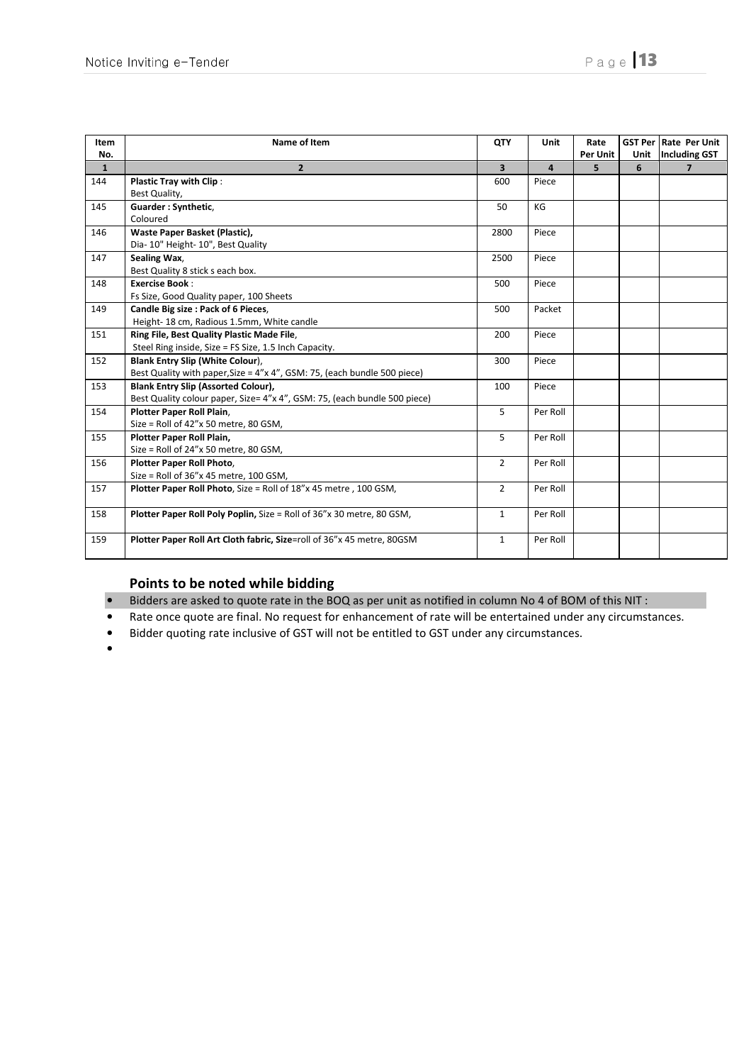| Item No. | Name of Item | QTY | Unit | Rate Per Unit | GST Per Unit | Rate Per Unit Including GST |
|---|---|---|---|---|---|---|
| **1** | **2** | **3** | **4** | **5** | **6** | **7** |
| 144 | **Plastic Tray with Clip** : Best Quality, | 600 | Piece | | | |
| 145 | **Guarder : Synthetic**, Coloured | 50 | KG | | | |
| 146 | **Waste Paper Basket (Plastic),** Dia- 10" Height- 10", Best Quality | 2800 | Piece | | | |
| 147 | **Sealing Wax**, Best Quality 8 stick s each box. | 2500 | Piece | | | |
| 148 | **Exercise Book** : Fs Size, Good Quality paper, 100 Sheets | 500 | Piece | | | |
| 149 | **Candle Big size : Pack of 6 Pieces**, Height- 18 cm, Radious 1.5mm, White candle | 500 | Packet | | | |
| 151 | **Ring File, Best Quality Plastic Made File**, Steel Ring inside, Size = FS Size, 1.5 Inch Capacity. | 200 | Piece | | | |
| 152 | **Blank Entry Slip (White Colour**), Best Quality with paper,Size = 4"x 4", GSM: 75, (each bundle 500 piece) | 300 | Piece | | | |
| 153 | **Blank Entry Slip (Assorted Colour),** Best Quality colour paper, Size= 4"x 4", GSM: 75, (each bundle 500 piece) | 100 | Piece | | | |
| 154 | **Plotter Paper Roll Plain**, Size = Roll of 42"x 50 metre, 80 GSM, | 5 | Per Roll | | | |
| 155 | **Plotter Paper Roll Plain,** Size = Roll of 24"x 50 metre, 80 GSM, | 5 | Per Roll | | | |
| 156 | **Plotter Paper Roll Photo**, Size = Roll of 36"x 45 metre, 100 GSM, | 2 | Per Roll | | | |
| 157 | **Plotter Paper Roll Photo**, Size = Roll of 18"x 45 metre , 100 GSM, | 2 | Per Roll | | | |
| 158 | **Plotter Paper Roll Poly Poplin,** Size = Roll of 36"x 30 metre, 80 GSM, | 1 | Per Roll | | | |
| 159 | **Plotter Paper Roll Art Cloth fabric, Size**=roll of 36"x 45 metre, 80GSM | 1 | Per Roll | | | |

### Points to be noted while bidding

- Bidders are asked to quote rate in the BOQ as per unit as notified in column No 4 of BOM of this NIT :
- Rate once quote are final. No request for enhancement of rate will be entertained under any circumstances.
- Bidder quoting rate inclusive of GST will not be entitled to GST under any circumstances.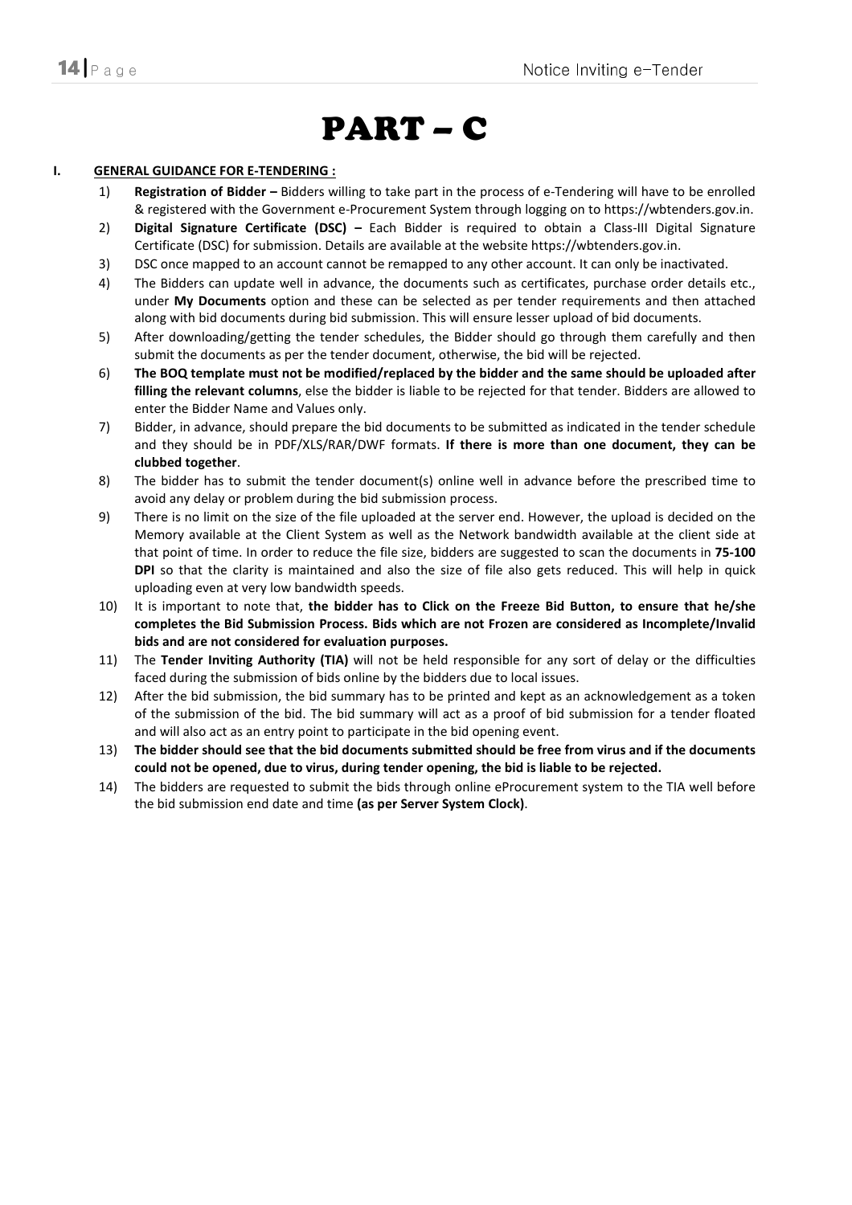# PART – C

**I. GENERAL GUIDANCE FOR E-TENDERING :**

1) **Registration of Bidder –** Bidders willing to take part in the process of e-Tendering will have to be enrolled & registered with the Government e-Procurement System through logging on to https://wbtenders.gov.in.
2) **Digital Signature Certificate (DSC) –** Each Bidder is required to obtain a Class-III Digital Signature Certificate (DSC) for submission. Details are available at the website https://wbtenders.gov.in.
3) DSC once mapped to an account cannot be remapped to any other account. It can only be inactivated.
4) The Bidders can update well in advance, the documents such as certificates, purchase order details etc., under **My Documents** option and these can be selected as per tender requirements and then attached along with bid documents during bid submission. This will ensure lesser upload of bid documents.
5) After downloading/getting the tender schedules, the Bidder should go through them carefully and then submit the documents as per the tender document, otherwise, the bid will be rejected.
6) **The BOQ template must not be modified/replaced by the bidder and the same should be uploaded after filling the relevant columns**, else the bidder is liable to be rejected for that tender. Bidders are allowed to enter the Bidder Name and Values only.
7) Bidder, in advance, should prepare the bid documents to be submitted as indicated in the tender schedule and they should be in PDF/XLS/RAR/DWF formats. **If there is more than one document, they can be clubbed together**.
8) The bidder has to submit the tender document(s) online well in advance before the prescribed time to avoid any delay or problem during the bid submission process.
9) There is no limit on the size of the file uploaded at the server end. However, the upload is decided on the Memory available at the Client System as well as the Network bandwidth available at the client side at that point of time. In order to reduce the file size, bidders are suggested to scan the documents in **75-100 DPI** so that the clarity is maintained and also the size of file also gets reduced. This will help in quick uploading even at very low bandwidth speeds.
10) It is important to note that, **the bidder has to Click on the Freeze Bid Button, to ensure that he/she completes the Bid Submission Process. Bids which are not Frozen are considered as Incomplete/Invalid bids and are not considered for evaluation purposes.**
11) The **Tender Inviting Authority (TIA)** will not be held responsible for any sort of delay or the difficulties faced during the submission of bids online by the bidders due to local issues.
12) After the bid submission, the bid summary has to be printed and kept as an acknowledgement as a token of the submission of the bid. The bid summary will act as a proof of bid submission for a tender floated and will also act as an entry point to participate in the bid opening event.
13) **The bidder should see that the bid documents submitted should be free from virus and if the documents could not be opened, due to virus, during tender opening, the bid is liable to be rejected.**
14) The bidders are requested to submit the bids through online eProcurement system to the TIA well before the bid submission end date and time **(as per Server System Clock)**.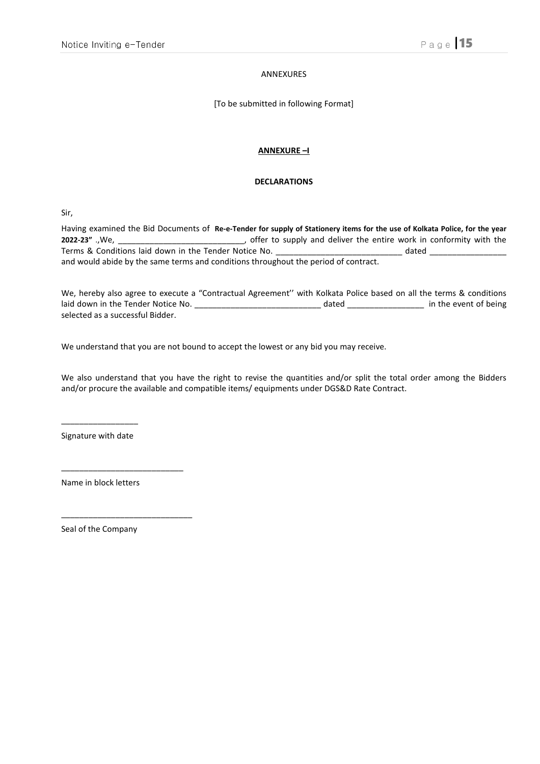ANNEXURES

[To be submitted in following Format]

**ANNEXURE –I**

**DECLARATIONS**

Sir,

Having examined the Bid Documents of **Re-e-Tender for supply of Stationery items for the use of Kolkata Police, for the year 2022-23"** .,We, ____________________________, offer to supply and deliver the entire work in conformity with the Terms & Conditions laid down in the Tender Notice No. ____________________________ dated _________________ and would abide by the same terms and conditions throughout the period of contract.

We, hereby also agree to execute a "Contractual Agreement'' with Kolkata Police based on all the terms & conditions laid down in the Tender Notice No. ____________________________ dated _________________ in the event of being selected as a successful Bidder.

We understand that you are not bound to accept the lowest or any bid you may receive.

We also understand that you have the right to revise the quantities and/or split the total order among the Bidders and/or procure the available and compatible items/ equipments under DGS&D Rate Contract.

_________________

Signature with date

___________________________

Name in block letters

_____________________________

Seal of the Company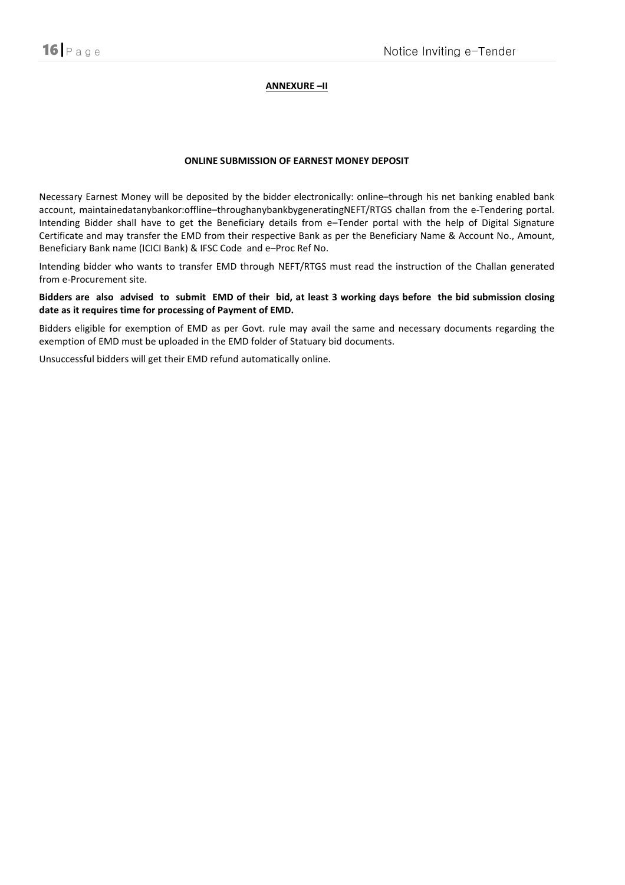**ANNEXURE –II**

**ONLINE SUBMISSION OF EARNEST MONEY DEPOSIT**

Necessary Earnest Money will be deposited by the bidder electronically: online–through his net banking enabled bank account, maintainedatanybankor:offline–throughanybankbygeneratingNEFT/RTGS challan from the e-Tendering portal. Intending Bidder shall have to get the Beneficiary details from e–Tender portal with the help of Digital Signature Certificate and may transfer the EMD from their respective Bank as per the Beneficiary Name & Account No., Amount, Beneficiary Bank name (ICICI Bank) & IFSC Code and e–Proc Ref No.

Intending bidder who wants to transfer EMD through NEFT/RTGS must read the instruction of the Challan generated from e-Procurement site.

**Bidders are also advised to submit EMD of their bid, at least 3 working days before the bid submission closing date as it requires time for processing of Payment of EMD.**

Bidders eligible for exemption of EMD as per Govt. rule may avail the same and necessary documents regarding the exemption of EMD must be uploaded in the EMD folder of Statuary bid documents.

Unsuccessful bidders will get their EMD refund automatically online.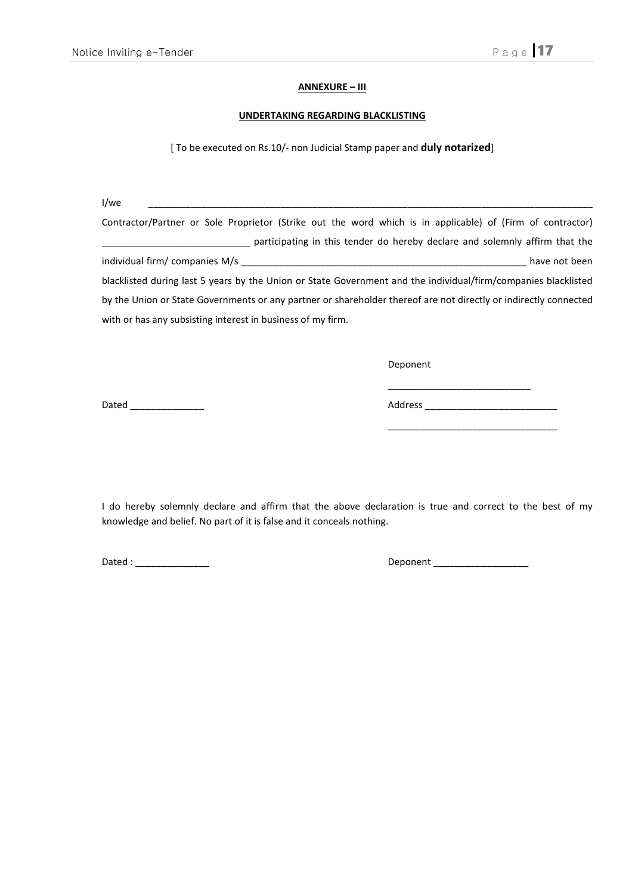**ANNEXURE – III**

**UNDERTAKING REGARDING BLACKLISTING**

[ To be executed on Rs.10/- non Judicial Stamp paper and **duly notarized**]

I/we ________________________________________________________________________________

Contractor/Partner or Sole Proprietor (Strike out the word which is in applicable) of (Firm of contractor) ____________________________ participating in this tender do hereby declare and solemnly affirm that the individual firm/ companies M/s ________________________________________________________ have not been blacklisted during last 5 years by the Union or State Government and the individual/firm/companies blacklisted by the Union or State Governments or any partner or shareholder thereof are not directly or indirectly connected with or has any subsisting interest in business of my firm.

Deponent

___________________________

Dated ______________

Address _________________________

________________________________

I do hereby solemnly declare and affirm that the above declaration is true and correct to the best of my knowledge and belief. No part of it is false and it conceals nothing.

Dated : ______________

Deponent __________________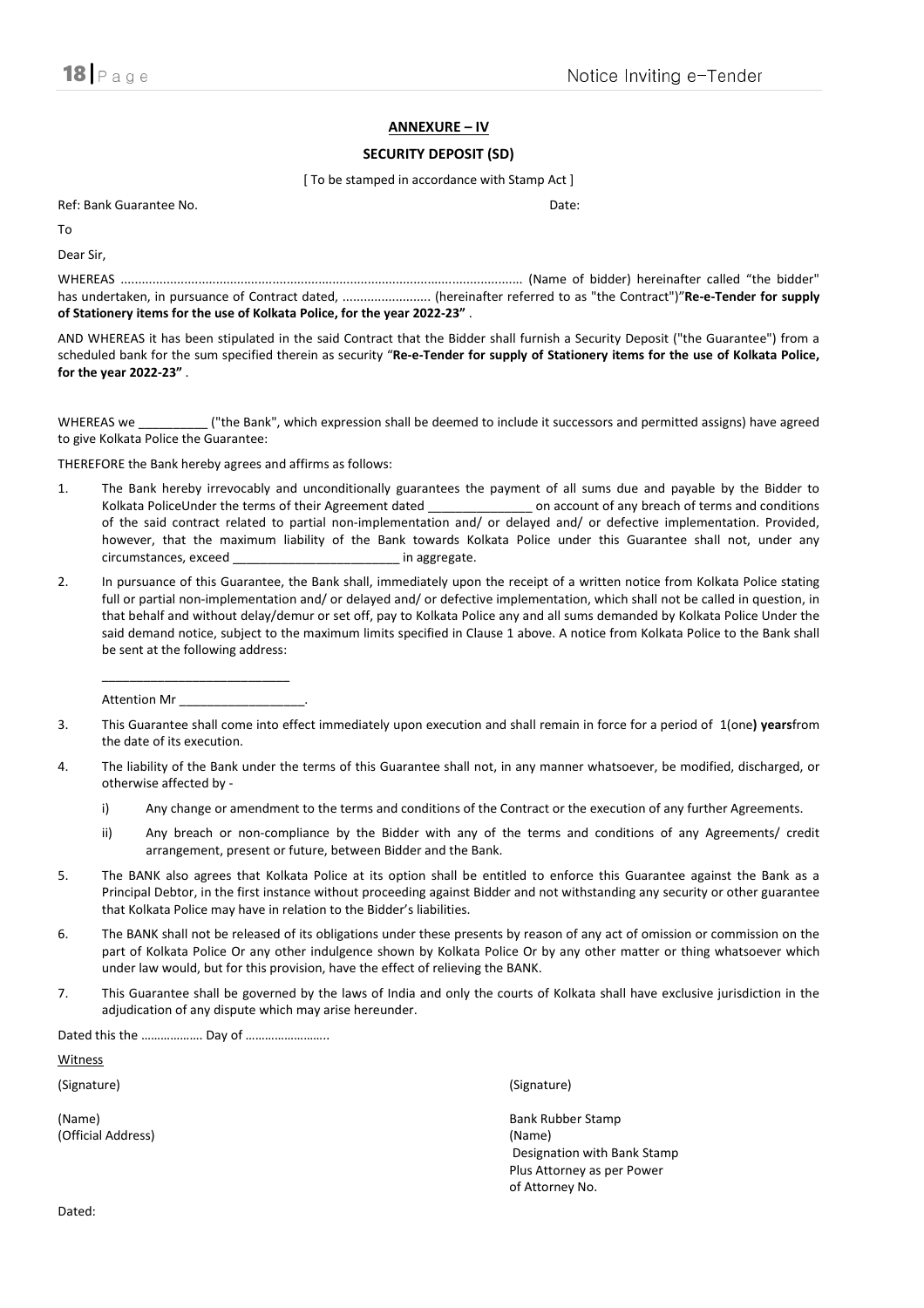## ANNEXURE – IV

### SECURITY DEPOSIT (SD)

[ To be stamped in accordance with Stamp Act ]

Ref: Bank Guarantee No. Date:

To

Dear Sir,

WHEREAS ............................................................................................................. (Name of bidder) hereinafter called "the bidder" has undertaken, in pursuance of Contract dated, ......................... (hereinafter referred to as "the Contract")"**Re-e-Tender for supply of Stationery items for the use of Kolkata Police, for the year 2022-23"** .

AND WHEREAS it has been stipulated in the said Contract that the Bidder shall furnish a Security Deposit ("the Guarantee") from a scheduled bank for the sum specified therein as security "**Re-e-Tender for supply of Stationery items for the use of Kolkata Police, for the year 2022-23"** .

WHEREAS we __________ ("the Bank", which expression shall be deemed to include it successors and permitted assigns) have agreed to give Kolkata Police the Guarantee:

THEREFORE the Bank hereby agrees and affirms as follows:

1. The Bank hereby irrevocably and unconditionally guarantees the payment of all sums due and payable by the Bidder to Kolkata PoliceUnder the terms of their Agreement dated ______________ on account of any breach of terms and conditions of the said contract related to partial non-implementation and/ or delayed and/ or defective implementation. Provided, however, that the maximum liability of the Bank towards Kolkata Police under this Guarantee shall not, under any circumstances, exceed _______________________ in aggregate.
2. In pursuance of this Guarantee, the Bank shall, immediately upon the receipt of a written notice from Kolkata Police stating full or partial non-implementation and/ or delayed and/ or defective implementation, which shall not be called in question, in that behalf and without delay/demur or set off, pay to Kolkata Police any and all sums demanded by Kolkata Police Under the said demand notice, subject to the maximum limits specified in Clause 1 above. A notice from Kolkata Police to the Bank shall be sent at the following address:

   ___________________________

   Attention Mr __________________.
3. This Guarantee shall come into effect immediately upon execution and shall remain in force for a period of 1(one**) years**from the date of its execution.
4. The liability of the Bank under the terms of this Guarantee shall not, in any manner whatsoever, be modified, discharged, or otherwise affected by -
   i) Any change or amendment to the terms and conditions of the Contract or the execution of any further Agreements.
   ii) Any breach or non-compliance by the Bidder with any of the terms and conditions of any Agreements/ credit arrangement, present or future, between Bidder and the Bank.
5. The BANK also agrees that Kolkata Police at its option shall be entitled to enforce this Guarantee against the Bank as a Principal Debtor, in the first instance without proceeding against Bidder and not withstanding any security or other guarantee that Kolkata Police may have in relation to the Bidder's liabilities.
6. The BANK shall not be released of its obligations under these presents by reason of any act of omission or commission on the part of Kolkata Police Or any other indulgence shown by Kolkata Police Or by any other matter or thing whatsoever which under law would, but for this provision, have the effect of relieving the BANK.
7. This Guarantee shall be governed by the laws of India and only the courts of Kolkata shall have exclusive jurisdiction in the adjudication of any dispute which may arise hereunder.

Dated this the ………………. Day of ……………………..

<u>Witness</u>

(Signature)

(Name)
(Official Address)

(Signature)

Bank Rubber Stamp
(Name)
Designation with Bank Stamp
Plus Attorney as per Power
of Attorney No.

Dated: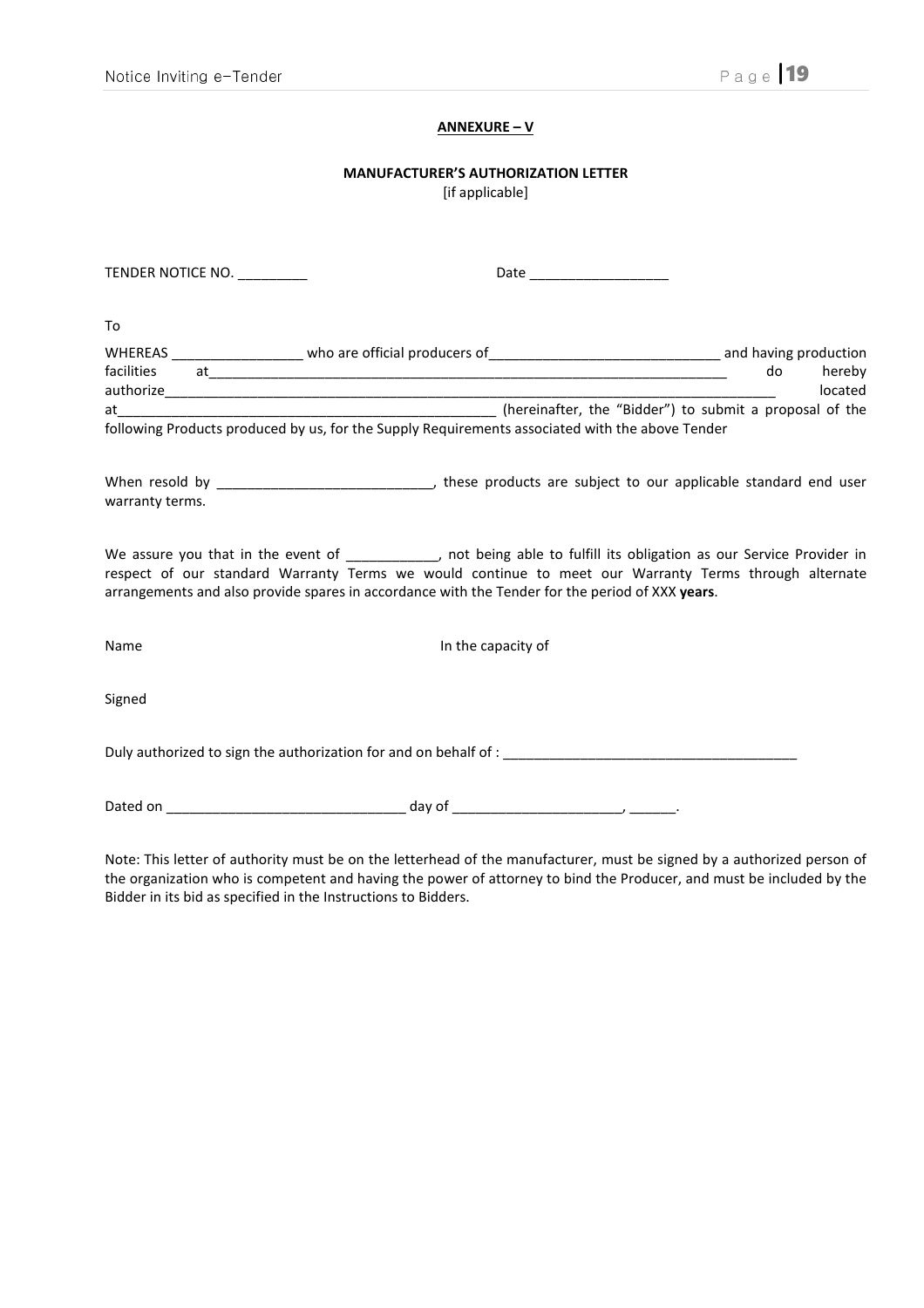**ANNEXURE – V**

**MANUFACTURER'S AUTHORIZATION LETTER**
[if applicable]

TENDER NOTICE NO. _________ Date __________________

To

WHEREAS _________________ who are official producers of______________________________ and having production facilities at_______________________________________________________________________ do hereby authorize_________________________________________________________________________________ located at_________________________________________________ (hereinafter, the "Bidder") to submit a proposal of the following Products produced by us, for the Supply Requirements associated with the above Tender

When resold by ____________________________, these products are subject to our applicable standard end user warranty terms.

We assure you that in the event of ____________, not being able to fulfill its obligation as our Service Provider in respect of our standard Warranty Terms we would continue to meet our Warranty Terms through alternate arrangements and also provide spares in accordance with the Tender for the period of XXX **years**.

Name In the capacity of

Signed

Duly authorized to sign the authorization for and on behalf of : ______________________________________

Dated on _______________________________ day of ______________________, ______.

Note: This letter of authority must be on the letterhead of the manufacturer, must be signed by a authorized person of the organization who is competent and having the power of attorney to bind the Producer, and must be included by the Bidder in its bid as specified in the Instructions to Bidders.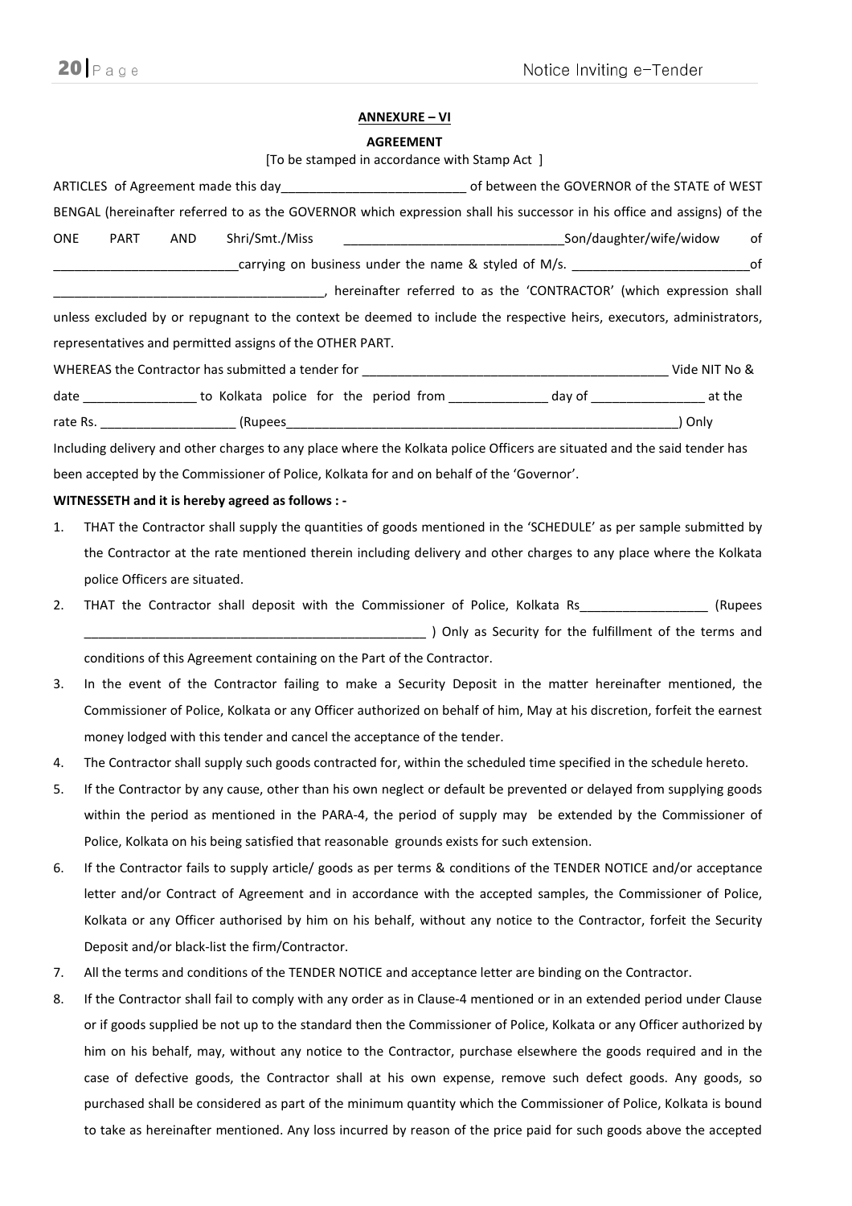**ANNEXURE – VI**

**AGREEMENT**

[To be stamped in accordance with Stamp Act ]

ARTICLES of Agreement made this day_________________________ of between the GOVERNOR of the STATE of WEST BENGAL (hereinafter referred to as the GOVERNOR which expression shall his successor in his office and assigns) of the ONE PART AND Shri/Smt./Miss ______________________________Son/daughter/wife/widow of _________________________carrying on business under the name & styled of M/s. ________________________of _____________________________________, hereinafter referred to as the 'CONTRACTOR' (which expression shall unless excluded by or repugnant to the context be deemed to include the respective heirs, executors, administrators, representatives and permitted assigns of the OTHER PART.

WHEREAS the Contractor has submitted a tender for ___________________________________________ Vide NIT No & date _______________ to Kolkata police for the period from _____________ day of _______________ at the rate Rs. __________________ (Rupees________________________________________________________) Only Including delivery and other charges to any place where the Kolkata police Officers are situated and the said tender has been accepted by the Commissioner of Police, Kolkata for and on behalf of the 'Governor'.

**WITNESSETH and it is hereby agreed as follows : -**

1. THAT the Contractor shall supply the quantities of goods mentioned in the 'SCHEDULE' as per sample submitted by the Contractor at the rate mentioned therein including delivery and other charges to any place where the Kolkata police Officers are situated.
2. THAT the Contractor shall deposit with the Commissioner of Police, Kolkata Rs_________________ (Rupees _________________________________________________ ) Only as Security for the fulfillment of the terms and conditions of this Agreement containing on the Part of the Contractor.
3. In the event of the Contractor failing to make a Security Deposit in the matter hereinafter mentioned, the Commissioner of Police, Kolkata or any Officer authorized on behalf of him, May at his discretion, forfeit the earnest money lodged with this tender and cancel the acceptance of the tender.
4. The Contractor shall supply such goods contracted for, within the scheduled time specified in the schedule hereto.
5. If the Contractor by any cause, other than his own neglect or default be prevented or delayed from supplying goods within the period as mentioned in the PARA-4, the period of supply may be extended by the Commissioner of Police, Kolkata on his being satisfied that reasonable grounds exists for such extension.
6. If the Contractor fails to supply article/ goods as per terms & conditions of the TENDER NOTICE and/or acceptance letter and/or Contract of Agreement and in accordance with the accepted samples, the Commissioner of Police, Kolkata or any Officer authorised by him on his behalf, without any notice to the Contractor, forfeit the Security Deposit and/or black-list the firm/Contractor.
7. All the terms and conditions of the TENDER NOTICE and acceptance letter are binding on the Contractor.
8. If the Contractor shall fail to comply with any order as in Clause-4 mentioned or in an extended period under Clause or if goods supplied be not up to the standard then the Commissioner of Police, Kolkata or any Officer authorized by him on his behalf, may, without any notice to the Contractor, purchase elsewhere the goods required and in the case of defective goods, the Contractor shall at his own expense, remove such defect goods. Any goods, so purchased shall be considered as part of the minimum quantity which the Commissioner of Police, Kolkata is bound to take as hereinafter mentioned. Any loss incurred by reason of the price paid for such goods above the accepted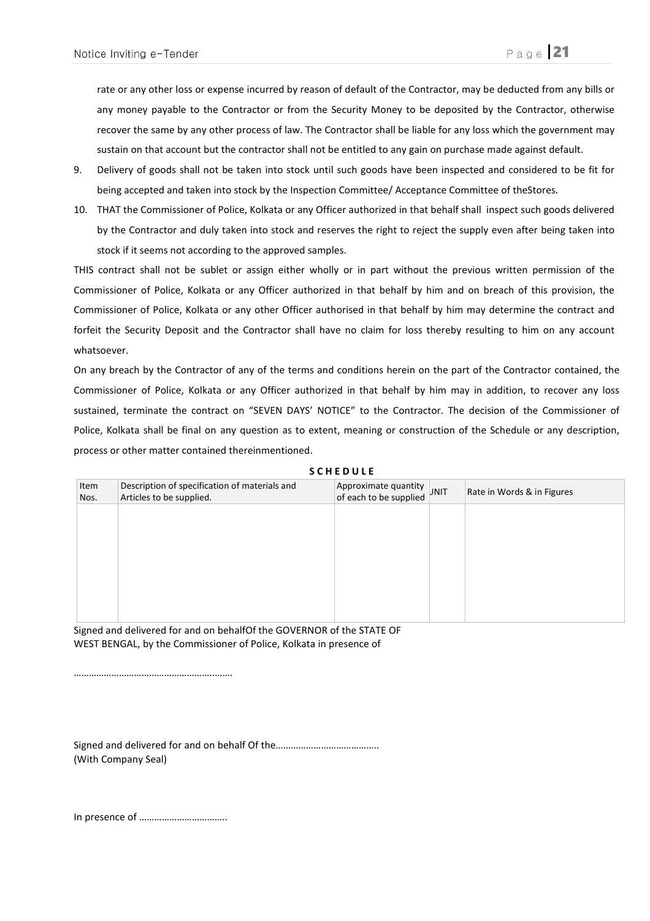rate or any other loss or expense incurred by reason of default of the Contractor, may be deducted from any bills or any money payable to the Contractor or from the Security Money to be deposited by the Contractor, otherwise recover the same by any other process of law. The Contractor shall be liable for any loss which the government may sustain on that account but the contractor shall not be entitled to any gain on purchase made against default.

9. Delivery of goods shall not be taken into stock until such goods have been inspected and considered to be fit for being accepted and taken into stock by the Inspection Committee/ Acceptance Committee of theStores.
10. THAT the Commissioner of Police, Kolkata or any Officer authorized in that behalf shall inspect such goods delivered by the Contractor and duly taken into stock and reserves the right to reject the supply even after being taken into stock if it seems not according to the approved samples.

THIS contract shall not be sublet or assign either wholly or in part without the previous written permission of the Commissioner of Police, Kolkata or any Officer authorized in that behalf by him and on breach of this provision, the Commissioner of Police, Kolkata or any other Officer authorised in that behalf by him may determine the contract and forfeit the Security Deposit and the Contractor shall have no claim for loss thereby resulting to him on any account whatsoever.

On any breach by the Contractor of any of the terms and conditions herein on the part of the Contractor contained, the Commissioner of Police, Kolkata or any Officer authorized in that behalf by him may in addition, to recover any loss sustained, terminate the contract on "SEVEN DAYS' NOTICE" to the Contractor. The decision of the Commissioner of Police, Kolkata shall be final on any question as to extent, meaning or construction of the Schedule or any description, process or other matter contained thereinmentioned.

**SCHEDULE**

| Item Nos. | Description of specification of materials and Articles to be supplied. | Approximate quantity of each to be supplied | UNIT | Rate in Words & in Figures |
|---|---|---|---|---|
| | | | | |

Signed and delivered for and on behalfOf the GOVERNOR of the STATE OF WEST BENGAL, by the Commissioner of Police, Kolkata in presence of

……………………………………………..……

Signed and delivered for and on behalf Of the…………………………………..
(With Company Seal)

In presence of …………………………….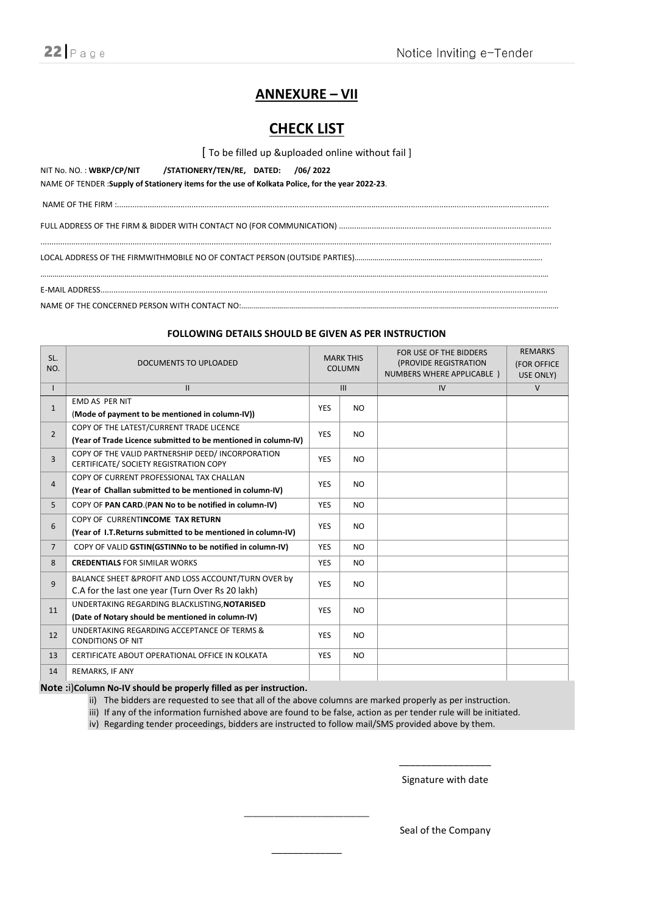# ANNEXURE – VII

# CHECK LIST

[ To be filled up &uploaded online without fail ]

NIT No. NO. : **WBKP/CP/NIT /STATIONERY/TEN/RE, DATED: /06/ 2022**

NAME OF TENDER :**Supply of Stationery items for the use of Kolkata Police, for the year 2022-23**.

NAME OF THE FIRM :.................................................................................................................................................................................

FULL ADDRESS OF THE FIRM & BIDDER WITH CONTACT NO (FOR COMMUNICATION) ..............................................................................................

...............................................................................................................................................................................................................

LOCAL ADDRESS OF THE FIRMWITHMOBILE NO OF CONTACT PERSON (OUTSIDE PARTIES)...........................................................................................

...............................................................................................................................................................................................................

E-MAIL ADDRESS..........................................................................................................................................................................................

NAME OF THE CONCERNED PERSON WITH CONTACT NO:.......................................................................................................................................

### FOLLOWING DETAILS SHOULD BE GIVEN AS PER INSTRUCTION

| SL. NO. | DOCUMENTS TO UPLOADED | MARK THIS COLUMN | | FOR USE OF THE BIDDERS (PROVIDE REGISTRATION NUMBERS WHERE APPLICABLE ) | REMARKS (FOR OFFICE USE ONLY) |
|---|---|---|---|---|---|
| I | II | III | | IV | V |
| 1 | EMD AS PER NIT<br>(**Mode of payment to be mentioned in column-IV)**) | YES | NO | | |
| 2 | COPY OF THE LATEST/CURRENT TRADE LICENCE<br>**(Year of Trade Licence submitted to be mentioned in column-IV)** | YES | NO | | |
| 3 | COPY OF THE VALID PARTNERSHIP DEED/ INCORPORATION CERTIFICATE/ SOCIETY REGISTRATION COPY | YES | NO | | |
| 4 | COPY OF CURRENT PROFESSIONAL TAX CHALLAN<br>**(Year of Challan submitted to be mentioned in column-IV)** | YES | NO | | |
| 5 | COPY OF **PAN CARD**.(**PAN No to be notified in column-IV)** | YES | NO | | |
| 6 | COPY OF CURRENT**INCOME TAX RETURN**<br>**(Year of I.T.Returns submitted to be mentioned in column-IV)** | YES | NO | | |
| 7 | COPY OF VALID **GSTIN(GSTINNo to be notified in column-IV)** | YES | NO | | |
| 8 | **CREDENTIALS** FOR SIMILAR WORKS | YES | NO | | |
| 9 | BALANCE SHEET &PROFIT AND LOSS ACCOUNT/TURN OVER by C.A for the last one year (Turn Over Rs 20 lakh) | YES | NO | | |
| 11 | UNDERTAKING REGARDING BLACKLISTING,**NOTARISED**<br>**(Date of Notary should be mentioned in column-IV)** | YES | NO | | |
| 12 | UNDERTAKING REGARDING ACCEPTANCE OF TERMS & CONDITIONS OF NIT | YES | NO | | |
| 13 | CERTIFICATE ABOUT OPERATIONAL OFFICE IN KOLKATA | YES | NO | | |
| 14 | REMARKS, IF ANY | | | | |

**Note :**i)**Column No-IV should be properly filled as per instruction.**

ii) The bidders are requested to see that all of the above columns are marked properly as per instruction.

iii) If any of the information furnished above are found to be false, action as per tender rule will be initiated.

iv) Regarding tender proceedings, bidders are instructed to follow mail/SMS provided above by them.

_________________

Signature with date

________________________

Seal of the Company

_____________